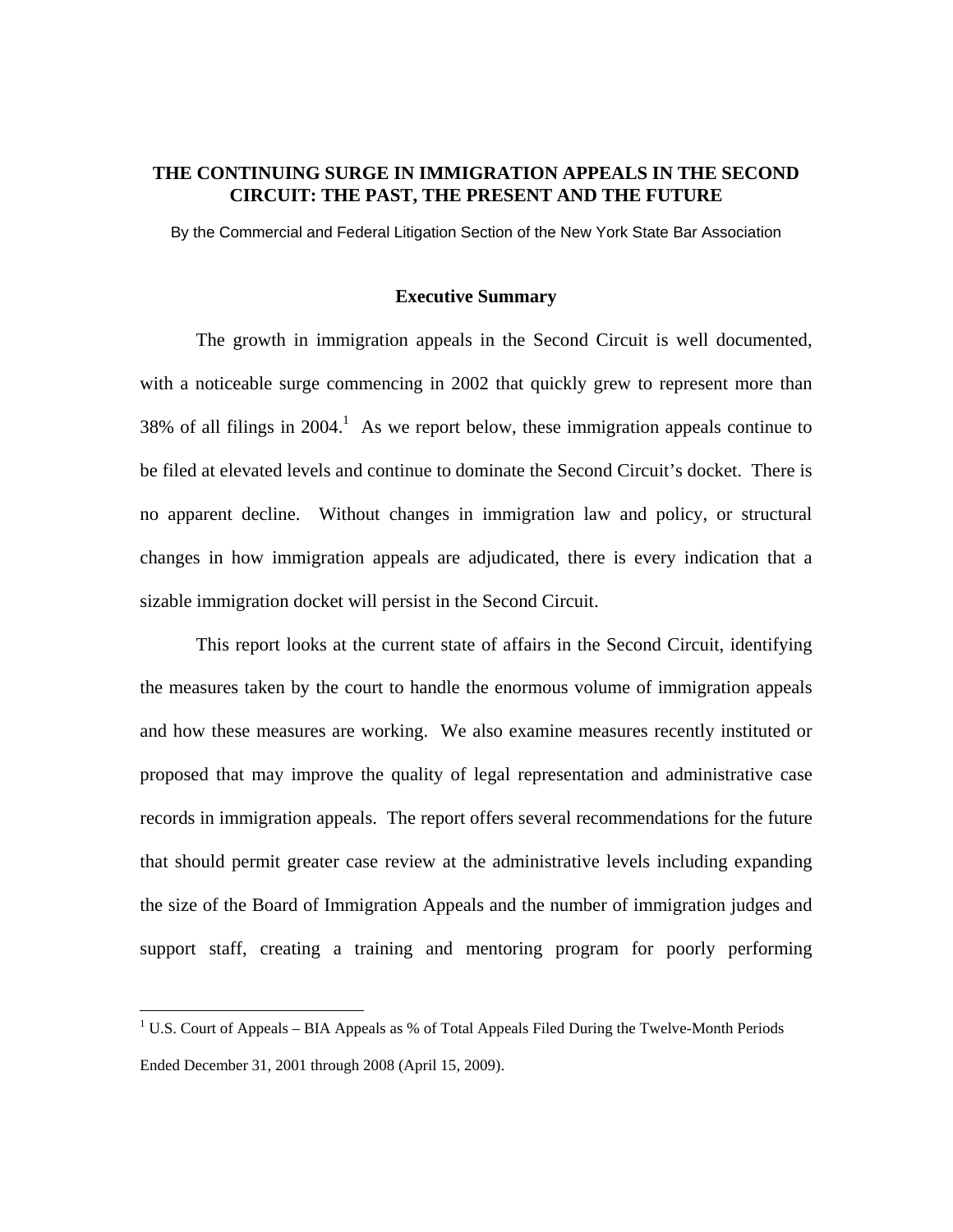# THE CONTINUING SURGE IN IMMIGRATION APPEALS IN THE SECOND CIRCUIT: THE PAST, THE PRESENT AND THE FUTURE

By the Commercial and Federal Litigation Section of the New York State Bar Association

## Executive Summary

The growth in immigration appeals in the Second Circuit is well documented, with a noticeable surge commencing in 2002 that quickly grew to represent more than 38% of all filings in 2004.[1] As we report below, these immigration appeals continue to be filed at elevated levels and continue to dominate the Second Circuit's docket. There is no apparent decline. Without changes in immigration law and policy, or structural changes in how immigration appeals are adjudicated, there is every indication that a sizable immigration docket will persist in the Second Circuit.

This report looks at the current state of affairs in the Second Circuit, identifying the measures taken by the court to handle the enormous volume of immigration appeals and how these measures are working. We also examine measures recently instituted or proposed that may improve the quality of legal representation and administrative case records in immigration appeals. The report offers several recommendations for the future that should permit greater case review at the administrative levels including expanding the size of the Board of Immigration Appeals and the number of immigration judges and support staff, creating a training and mentoring program for poorly performing

---

[1] U.S. Court of Appeals – BIA Appeals as % of Total Appeals Filed During the Twelve-Month Periods Ended December 31, 2001 through 2008 (April 15, 2009).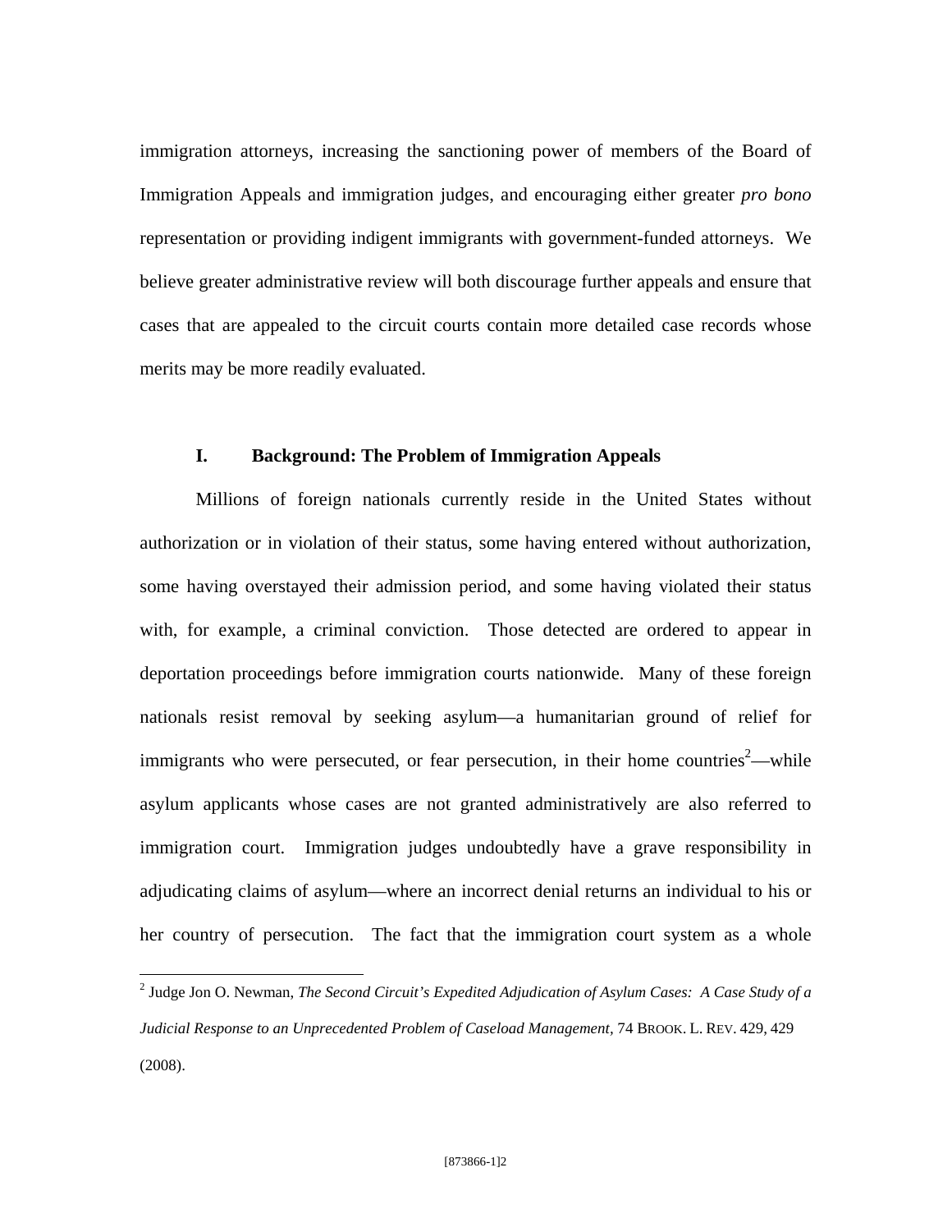immigration attorneys, increasing the sanctioning power of members of the Board of Immigration Appeals and immigration judges, and encouraging either greater *pro bono* representation or providing indigent immigrants with government-funded attorneys. We believe greater administrative review will both discourage further appeals and ensure that cases that are appealed to the circuit courts contain more detailed case records whose merits may be more readily evaluated.

## I. Background: The Problem of Immigration Appeals

Millions of foreign nationals currently reside in the United States without authorization or in violation of their status, some having entered without authorization, some having overstayed their admission period, and some having violated their status with, for example, a criminal conviction. Those detected are ordered to appear in deportation proceedings before immigration courts nationwide. Many of these foreign nationals resist removal by seeking asylum—a humanitarian ground of relief for immigrants who were persecuted, or fear persecution, in their home countries[2]—while asylum applicants whose cases are not granted administratively are also referred to immigration court. Immigration judges undoubtedly have a grave responsibility in adjudicating claims of asylum—where an incorrect denial returns an individual to his or her country of persecution. The fact that the immigration court system as a whole

[2] Judge Jon O. Newman, *The Second Circuit's Expedited Adjudication of Asylum Cases: A Case Study of a Judicial Response to an Unprecedented Problem of Caseload Management*, 74 BROOK. L. REV. 429, 429 (2008).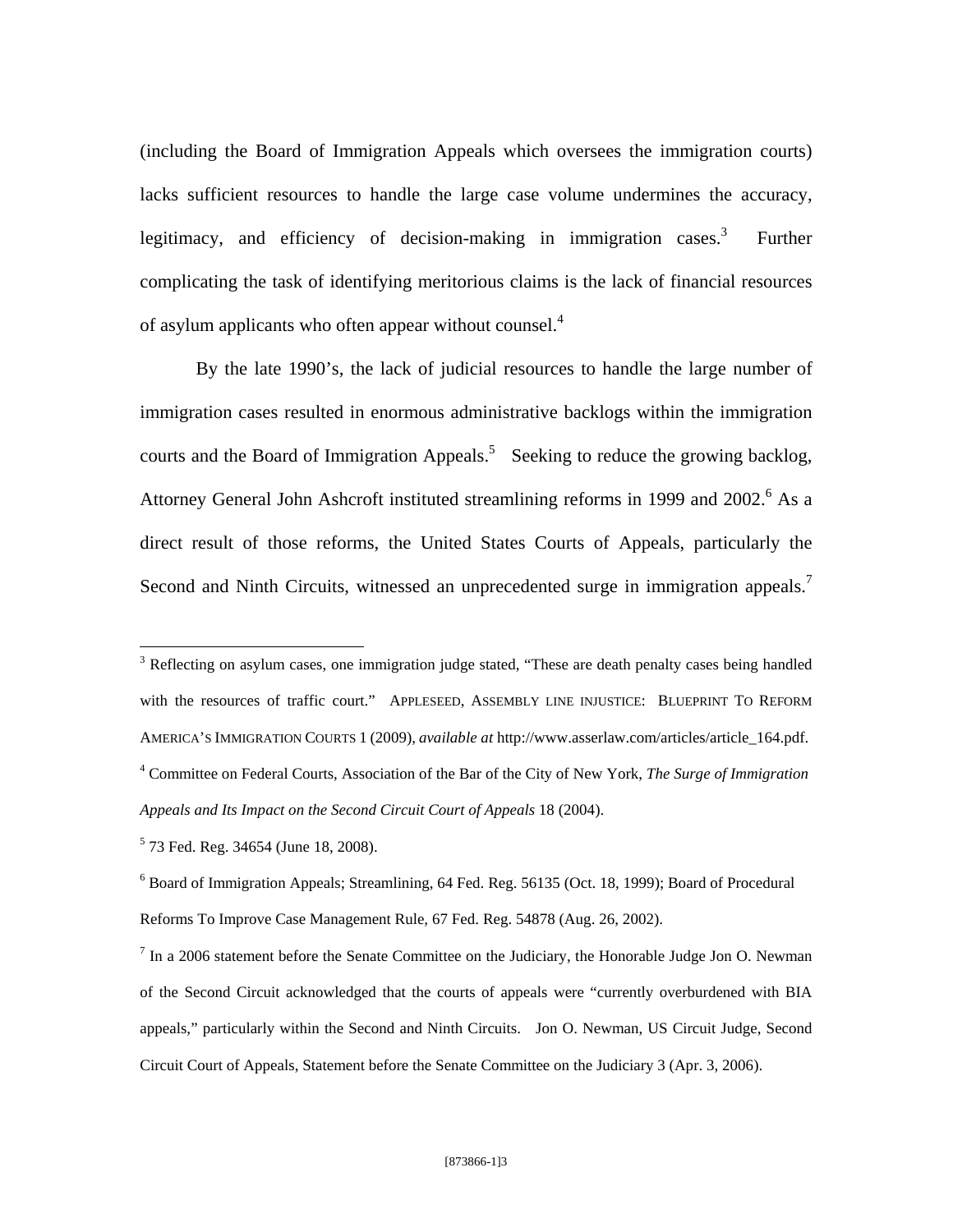(including the Board of Immigration Appeals which oversees the immigration courts) lacks sufficient resources to handle the large case volume undermines the accuracy, legitimacy, and efficiency of decision-making in immigration cases.[3] Further complicating the task of identifying meritorious claims is the lack of financial resources of asylum applicants who often appear without counsel.[4]

By the late 1990's, the lack of judicial resources to handle the large number of immigration cases resulted in enormous administrative backlogs within the immigration courts and the Board of Immigration Appeals.[5] Seeking to reduce the growing backlog, Attorney General John Ashcroft instituted streamlining reforms in 1999 and 2002.[6] As a direct result of those reforms, the United States Courts of Appeals, particularly the Second and Ninth Circuits, witnessed an unprecedented surge in immigration appeals.[7]

---

[3] Reflecting on asylum cases, one immigration judge stated, "These are death penalty cases being handled with the resources of traffic court." APPLESEED, ASSEMBLY LINE INJUSTICE: BLUEPRINT TO REFORM AMERICA'S IMMIGRATION COURTS 1 (2009), *available at* http://www.asserlaw.com/articles/article_164.pdf.

[4] Committee on Federal Courts, Association of the Bar of the City of New York, *The Surge of Immigration Appeals and Its Impact on the Second Circuit Court of Appeals* 18 (2004).

[5] 73 Fed. Reg. 34654 (June 18, 2008).

[6] Board of Immigration Appeals; Streamlining, 64 Fed. Reg. 56135 (Oct. 18, 1999); Board of Procedural Reforms To Improve Case Management Rule, 67 Fed. Reg. 54878 (Aug. 26, 2002).

[7] In a 2006 statement before the Senate Committee on the Judiciary, the Honorable Judge Jon O. Newman of the Second Circuit acknowledged that the courts of appeals were "currently overburdened with BIA appeals," particularly within the Second and Ninth Circuits. Jon O. Newman, US Circuit Judge, Second Circuit Court of Appeals, Statement before the Senate Committee on the Judiciary 3 (Apr. 3, 2006).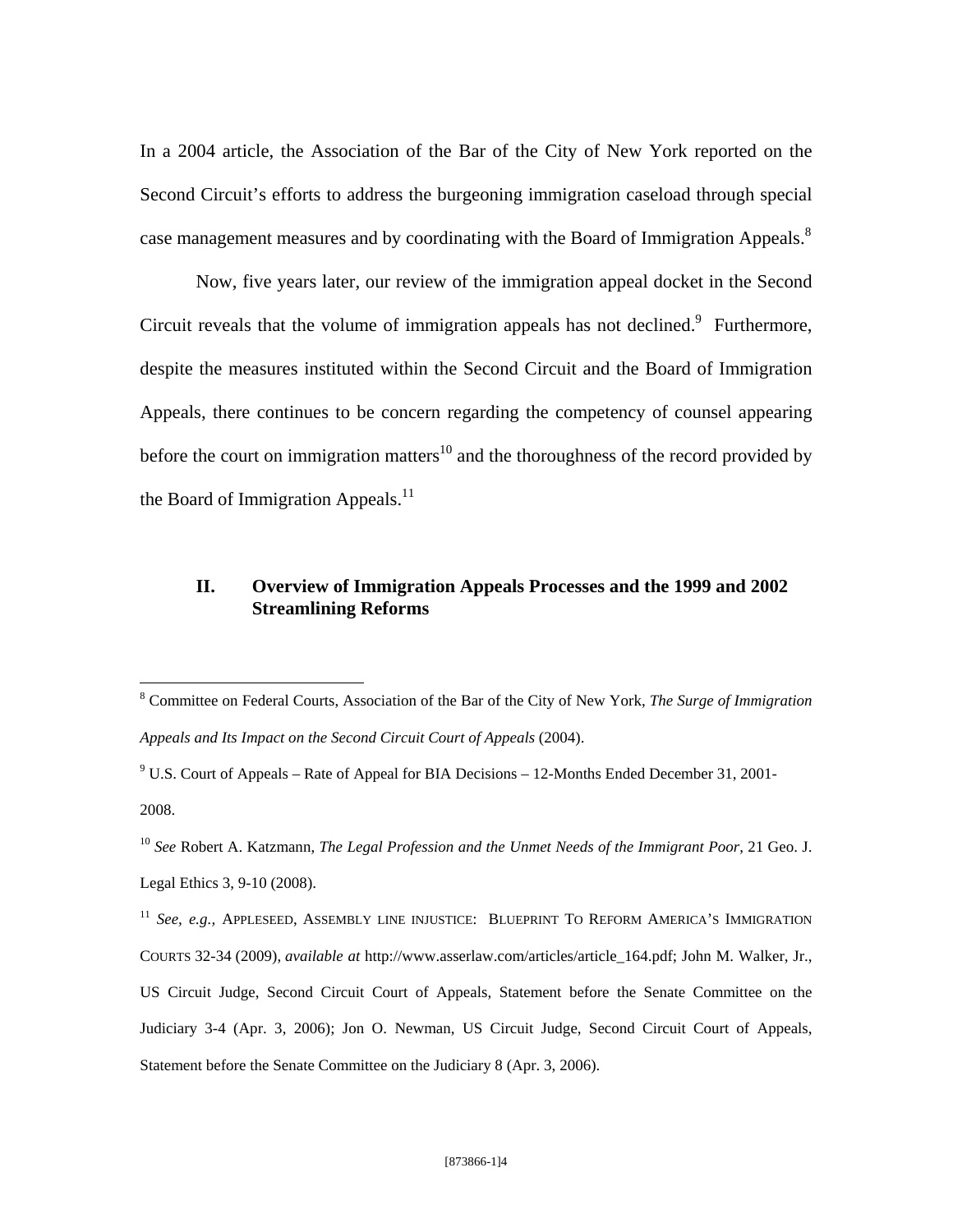In a 2004 article, the Association of the Bar of the City of New York reported on the Second Circuit's efforts to address the burgeoning immigration caseload through special case management measures and by coordinating with the Board of Immigration Appeals.[8]

Now, five years later, our review of the immigration appeal docket in the Second Circuit reveals that the volume of immigration appeals has not declined.[9] Furthermore, despite the measures instituted within the Second Circuit and the Board of Immigration Appeals, there continues to be concern regarding the competency of counsel appearing before the court on immigration matters[10] and the thoroughness of the record provided by the Board of Immigration Appeals.[11]

## II. Overview of Immigration Appeals Processes and the 1999 and 2002 Streamlining Reforms

---

[8] Committee on Federal Courts, Association of the Bar of the City of New York, *The Surge of Immigration Appeals and Its Impact on the Second Circuit Court of Appeals* (2004).

[9] U.S. Court of Appeals – Rate of Appeal for BIA Decisions – 12-Months Ended December 31, 2001-2008.

[10] *See* Robert A. Katzmann, *The Legal Profession and the Unmet Needs of the Immigrant Poor*, 21 Geo. J. Legal Ethics 3, 9-10 (2008).

[11] *See, e.g.,* APPLESEED, ASSEMBLY LINE INJUSTICE: BLUEPRINT TO REFORM AMERICA'S IMMIGRATION COURTS 32-34 (2009), *available at* http://www.asserlaw.com/articles/article_164.pdf; John M. Walker, Jr., US Circuit Judge, Second Circuit Court of Appeals, Statement before the Senate Committee on the Judiciary 3-4 (Apr. 3, 2006); Jon O. Newman, US Circuit Judge, Second Circuit Court of Appeals, Statement before the Senate Committee on the Judiciary 8 (Apr. 3, 2006).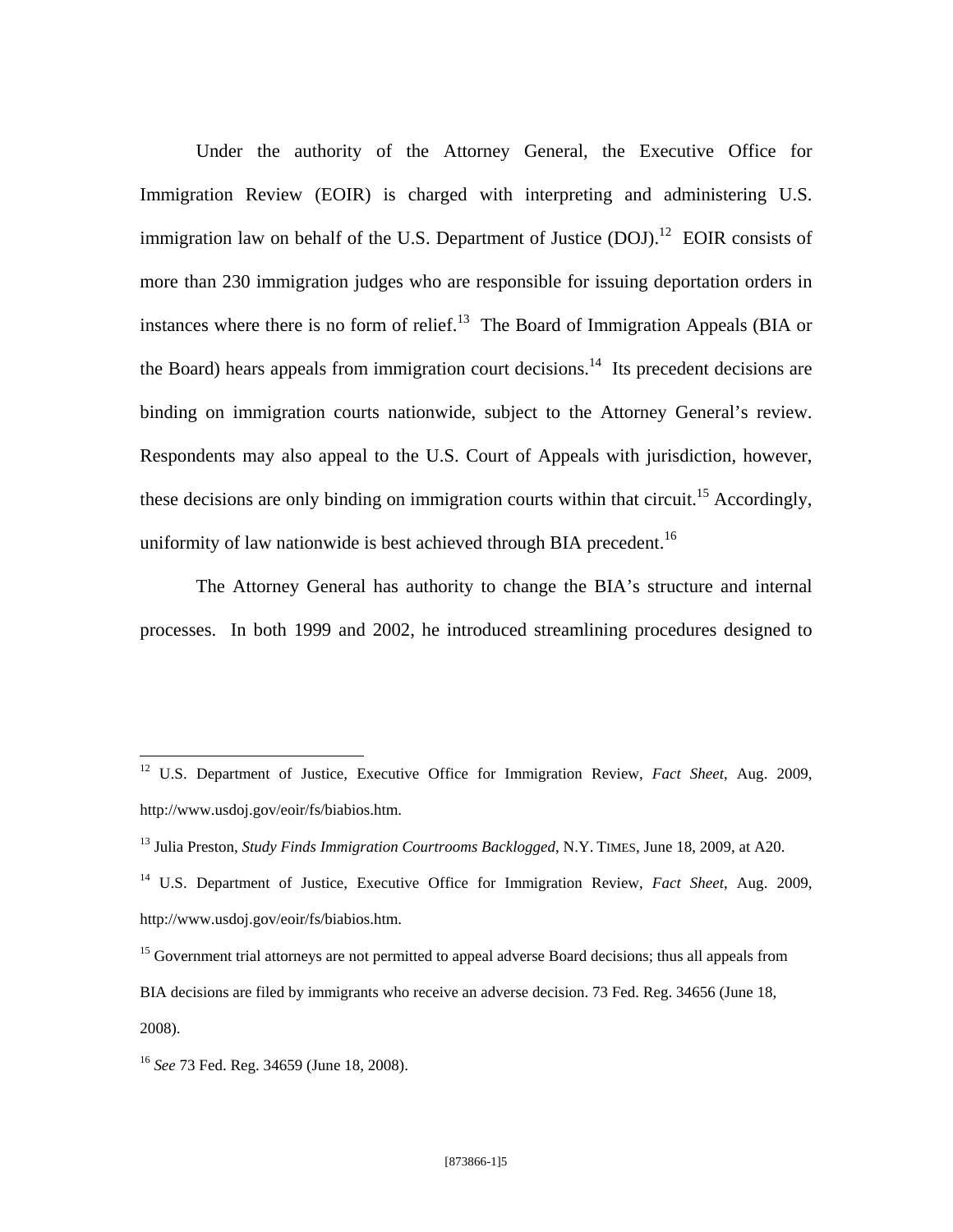Under the authority of the Attorney General, the Executive Office for Immigration Review (EOIR) is charged with interpreting and administering U.S. immigration law on behalf of the U.S. Department of Justice (DOJ).[12] EOIR consists of more than 230 immigration judges who are responsible for issuing deportation orders in instances where there is no form of relief.[13] The Board of Immigration Appeals (BIA or the Board) hears appeals from immigration court decisions.[14] Its precedent decisions are binding on immigration courts nationwide, subject to the Attorney General's review. Respondents may also appeal to the U.S. Court of Appeals with jurisdiction, however, these decisions are only binding on immigration courts within that circuit.[15] Accordingly, uniformity of law nationwide is best achieved through BIA precedent.[16]

The Attorney General has authority to change the BIA's structure and internal processes. In both 1999 and 2002, he introduced streamlining procedures designed to

---

[12] U.S. Department of Justice, Executive Office for Immigration Review, *Fact Sheet*, Aug. 2009, http://www.usdoj.gov/eoir/fs/biabios.htm.

[13] Julia Preston, *Study Finds Immigration Courtrooms Backlogged*, N.Y. TIMES, June 18, 2009, at A20.

[14] U.S. Department of Justice, Executive Office for Immigration Review, *Fact Sheet*, Aug. 2009, http://www.usdoj.gov/eoir/fs/biabios.htm.

[15] Government trial attorneys are not permitted to appeal adverse Board decisions; thus all appeals from BIA decisions are filed by immigrants who receive an adverse decision. 73 Fed. Reg. 34656 (June 18, 2008).

[16] *See* 73 Fed. Reg. 34659 (June 18, 2008).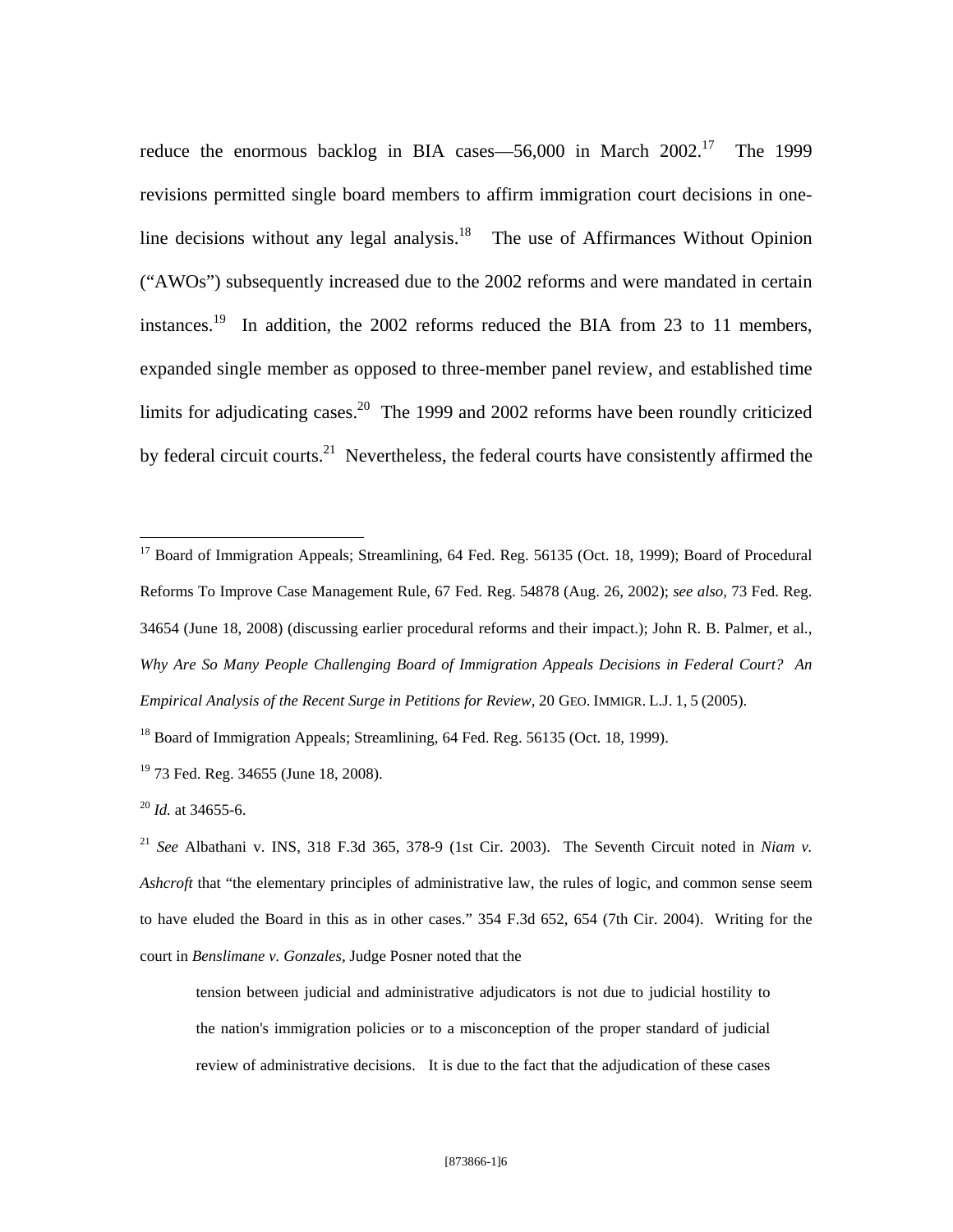reduce the enormous backlog in BIA cases—56,000 in March 2002.[17] The 1999 revisions permitted single board members to affirm immigration court decisions in one-line decisions without any legal analysis.[18] The use of Affirmances Without Opinion ("AWOs") subsequently increased due to the 2002 reforms and were mandated in certain instances.[19] In addition, the 2002 reforms reduced the BIA from 23 to 11 members, expanded single member as opposed to three-member panel review, and established time limits for adjudicating cases.[20] The 1999 and 2002 reforms have been roundly criticized by federal circuit courts.[21] Nevertheless, the federal courts have consistently affirmed the

---

[17] Board of Immigration Appeals; Streamlining, 64 Fed. Reg. 56135 (Oct. 18, 1999); Board of Procedural Reforms To Improve Case Management Rule, 67 Fed. Reg. 54878 (Aug. 26, 2002); *see also,* 73 Fed. Reg. 34654 (June 18, 2008) (discussing earlier procedural reforms and their impact.); John R. B. Palmer, et al., *Why Are So Many People Challenging Board of Immigration Appeals Decisions in Federal Court? An Empirical Analysis of the Recent Surge in Petitions for Review,* 20 GEO. IMMIGR. L.J. 1, 5 (2005).

[18] Board of Immigration Appeals; Streamlining, 64 Fed. Reg. 56135 (Oct. 18, 1999).

[19] 73 Fed. Reg. 34655 (June 18, 2008).

[20] *Id.* at 34655-6.

[21] *See* Albathani v. INS, 318 F.3d 365, 378-9 (1st Cir. 2003). The Seventh Circuit noted in *Niam v. Ashcroft* that "the elementary principles of administrative law, the rules of logic, and common sense seem to have eluded the Board in this as in other cases." 354 F.3d 652, 654 (7th Cir. 2004). Writing for the court in *Benslimane v. Gonzales*, Judge Posner noted that the

> tension between judicial and administrative adjudicators is not due to judicial hostility to the nation's immigration policies or to a misconception of the proper standard of judicial review of administrative decisions. It is due to the fact that the adjudication of these cases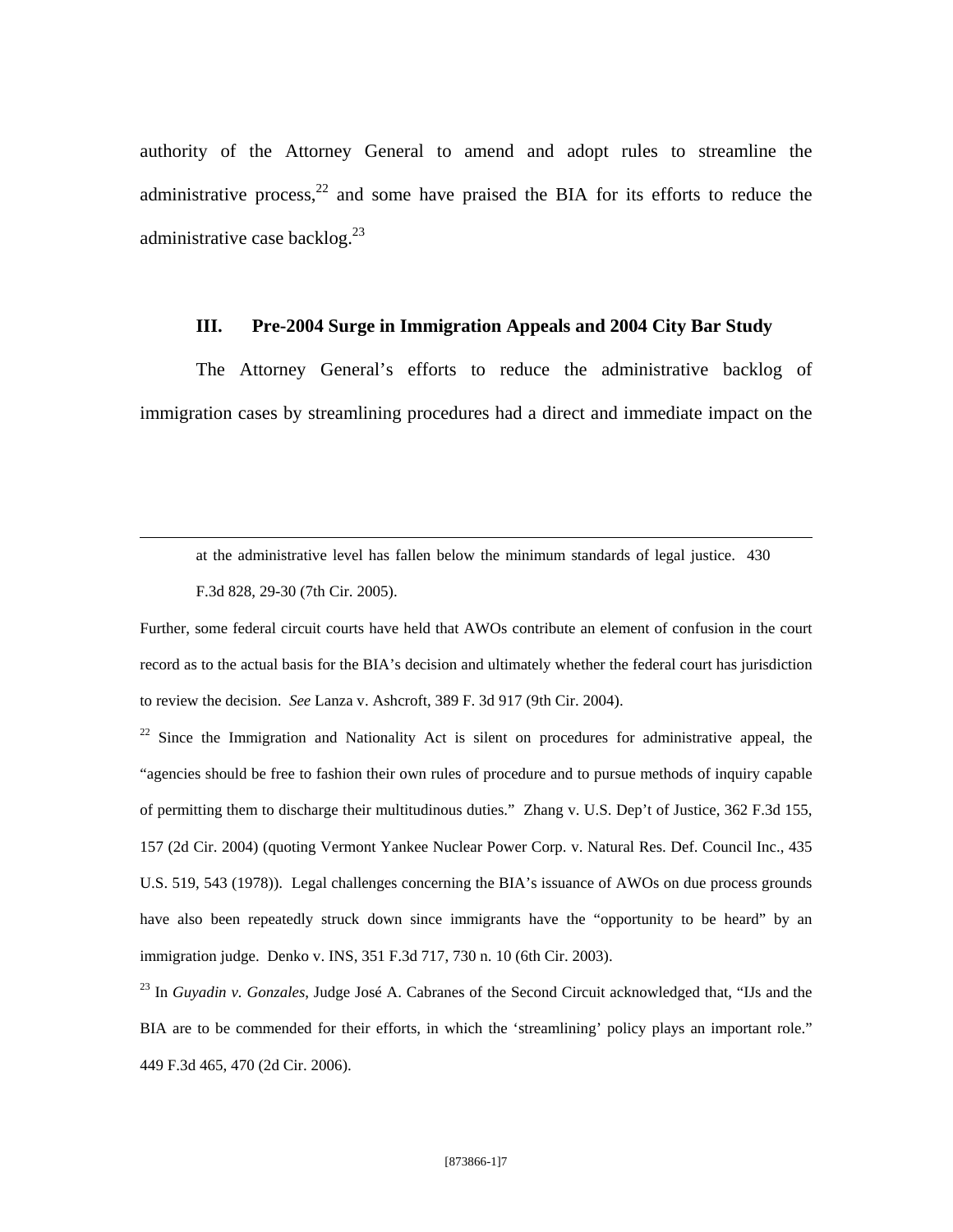authority of the Attorney General to amend and adopt rules to streamline the administrative process,[22] and some have praised the BIA for its efforts to reduce the administrative case backlog.[23]

## III. Pre-2004 Surge in Immigration Appeals and 2004 City Bar Study

The Attorney General's efforts to reduce the administrative backlog of immigration cases by streamlining procedures had a direct and immediate impact on the

---

> at the administrative level has fallen below the minimum standards of legal justice. 430 F.3d 828, 29-30 (7th Cir. 2005).

Further, some federal circuit courts have held that AWOs contribute an element of confusion in the court record as to the actual basis for the BIA's decision and ultimately whether the federal court has jurisdiction to review the decision. *See* Lanza v. Ashcroft, 389 F. 3d 917 (9th Cir. 2004).

[22] Since the Immigration and Nationality Act is silent on procedures for administrative appeal, the "agencies should be free to fashion their own rules of procedure and to pursue methods of inquiry capable of permitting them to discharge their multitudinous duties." Zhang v. U.S. Dep't of Justice, 362 F.3d 155, 157 (2d Cir. 2004) (quoting Vermont Yankee Nuclear Power Corp. v. Natural Res. Def. Council Inc., 435 U.S. 519, 543 (1978)). Legal challenges concerning the BIA's issuance of AWOs on due process grounds have also been repeatedly struck down since immigrants have the "opportunity to be heard" by an immigration judge. Denko v. INS, 351 F.3d 717, 730 n. 10 (6th Cir. 2003).

[23] In *Guyadin v. Gonzales*, Judge José A. Cabranes of the Second Circuit acknowledged that, "IJs and the BIA are to be commended for their efforts, in which the 'streamlining' policy plays an important role." 449 F.3d 465, 470 (2d Cir. 2006).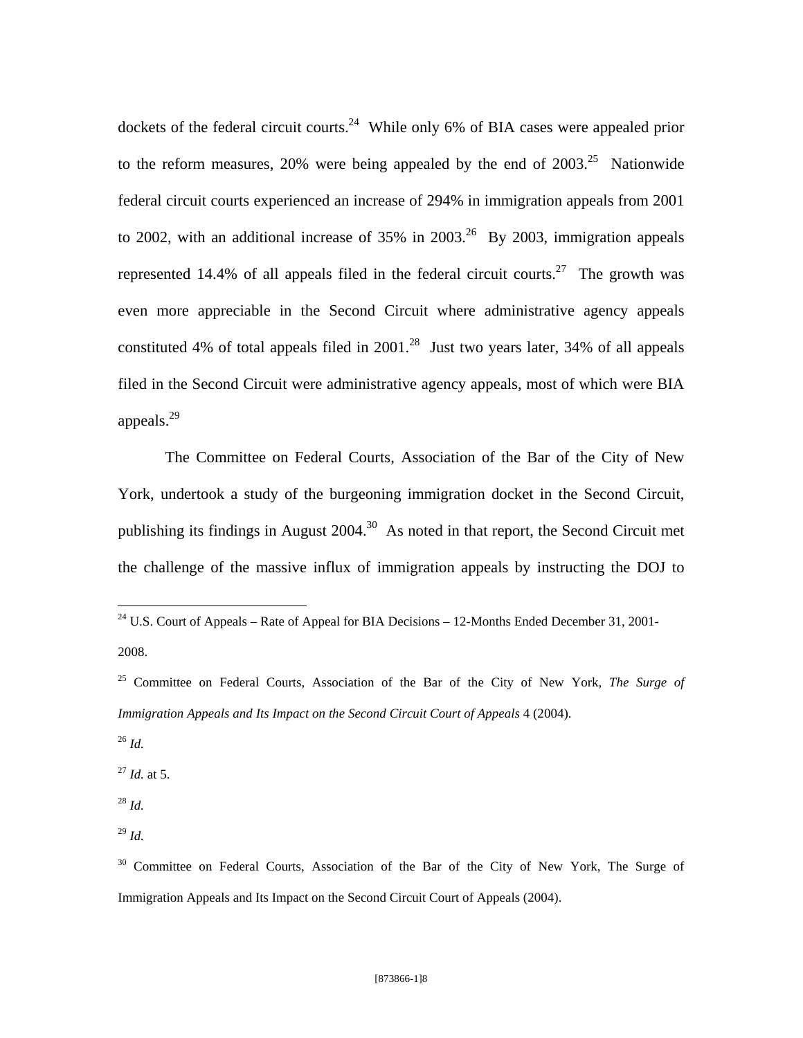dockets of the federal circuit courts.[24] While only 6% of BIA cases were appealed prior to the reform measures, 20% were being appealed by the end of 2003.[25] Nationwide federal circuit courts experienced an increase of 294% in immigration appeals from 2001 to 2002, with an additional increase of 35% in 2003.[26] By 2003, immigration appeals represented 14.4% of all appeals filed in the federal circuit courts.[27] The growth was even more appreciable in the Second Circuit where administrative agency appeals constituted 4% of total appeals filed in 2001.[28] Just two years later, 34% of all appeals filed in the Second Circuit were administrative agency appeals, most of which were BIA appeals.[29]

The Committee on Federal Courts, Association of the Bar of the City of New York, undertook a study of the burgeoning immigration docket in the Second Circuit, publishing its findings in August 2004.[30] As noted in that report, the Second Circuit met the challenge of the massive influx of immigration appeals by instructing the DOJ to

---

[24] U.S. Court of Appeals – Rate of Appeal for BIA Decisions – 12-Months Ended December 31, 2001-2008.

[25] Committee on Federal Courts, Association of the Bar of the City of New York, *The Surge of Immigration Appeals and Its Impact on the Second Circuit Court of Appeals* 4 (2004).

[26] *Id.*

[27] *Id.* at 5.

[28] *Id.*

[29] *Id.*

[30] Committee on Federal Courts, Association of the Bar of the City of New York, The Surge of Immigration Appeals and Its Impact on the Second Circuit Court of Appeals (2004).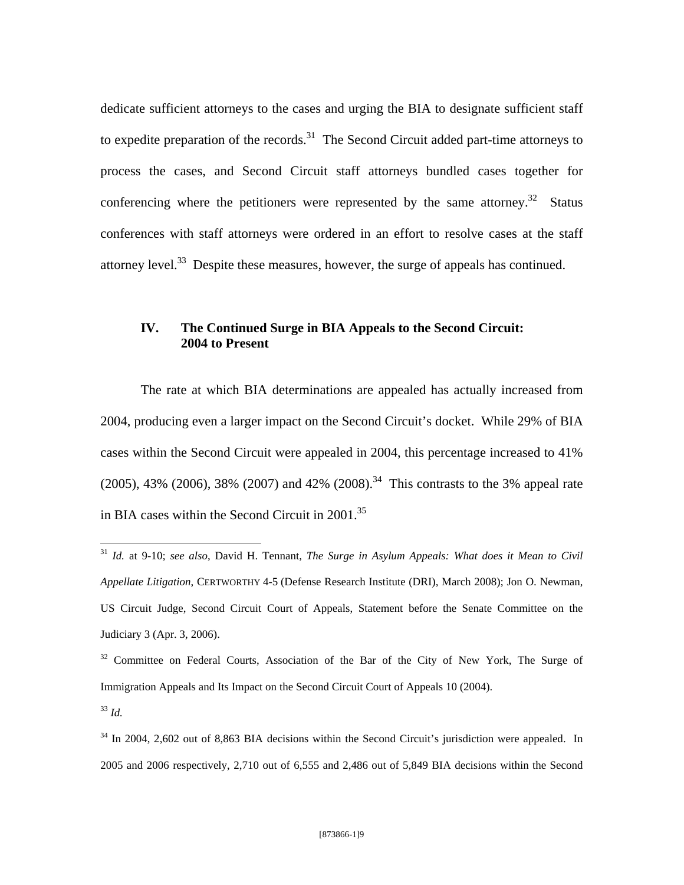dedicate sufficient attorneys to the cases and urging the BIA to designate sufficient staff to expedite preparation of the records.[31] The Second Circuit added part-time attorneys to process the cases, and Second Circuit staff attorneys bundled cases together for conferencing where the petitioners were represented by the same attorney.[32] Status conferences with staff attorneys were ordered in an effort to resolve cases at the staff attorney level.[33] Despite these measures, however, the surge of appeals has continued.

## IV. The Continued Surge in BIA Appeals to the Second Circuit: 2004 to Present

The rate at which BIA determinations are appealed has actually increased from 2004, producing even a larger impact on the Second Circuit's docket. While 29% of BIA cases within the Second Circuit were appealed in 2004, this percentage increased to 41% (2005), 43% (2006), 38% (2007) and 42% (2008).[34] This contrasts to the 3% appeal rate in BIA cases within the Second Circuit in 2001.[35]

---

[31] *Id.* at 9-10; *see also*, David H. Tennant, *The Surge in Asylum Appeals: What does it Mean to Civil Appellate Litigation*, CERTWORTHY 4-5 (Defense Research Institute (DRI), March 2008); Jon O. Newman, US Circuit Judge, Second Circuit Court of Appeals, Statement before the Senate Committee on the Judiciary 3 (Apr. 3, 2006).

[32] Committee on Federal Courts, Association of the Bar of the City of New York, The Surge of Immigration Appeals and Its Impact on the Second Circuit Court of Appeals 10 (2004).

[33] *Id.*

[34] In 2004, 2,602 out of 8,863 BIA decisions within the Second Circuit's jurisdiction were appealed. In 2005 and 2006 respectively, 2,710 out of 6,555 and 2,486 out of 5,849 BIA decisions within the Second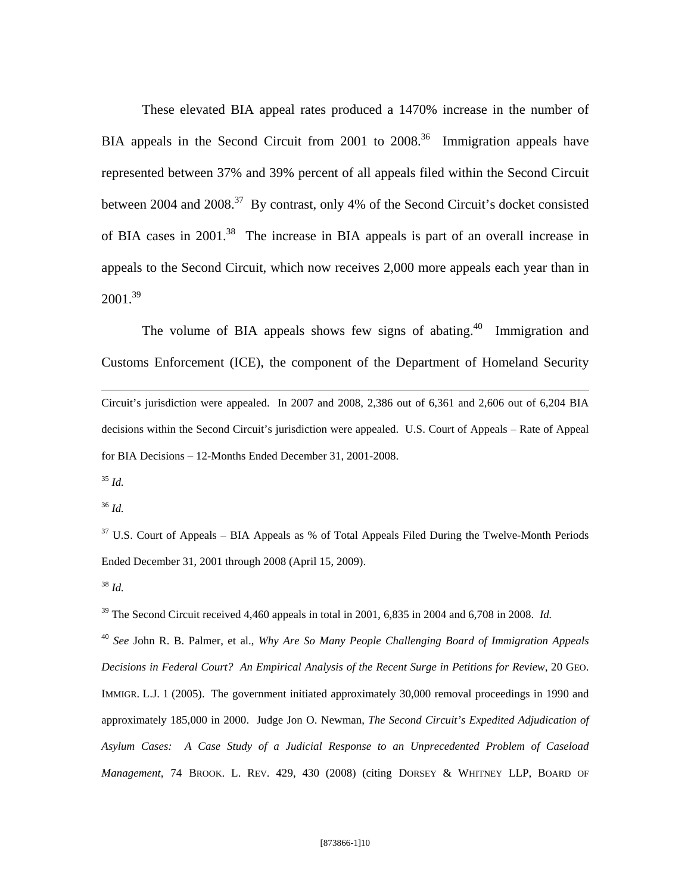These elevated BIA appeal rates produced a 1470% increase in the number of BIA appeals in the Second Circuit from 2001 to 2008.[36] Immigration appeals have represented between 37% and 39% percent of all appeals filed within the Second Circuit between 2004 and 2008.[37] By contrast, only 4% of the Second Circuit's docket consisted of BIA cases in 2001.[38] The increase in BIA appeals is part of an overall increase in appeals to the Second Circuit, which now receives 2,000 more appeals each year than in 2001.[39]

The volume of BIA appeals shows few signs of abating.[40] Immigration and Customs Enforcement (ICE), the component of the Department of Homeland Security

---

Circuit's jurisdiction were appealed. In 2007 and 2008, 2,386 out of 6,361 and 2,606 out of 6,204 BIA decisions within the Second Circuit's jurisdiction were appealed. U.S. Court of Appeals – Rate of Appeal for BIA Decisions – 12-Months Ended December 31, 2001-2008.

[35] *Id.*

[36] *Id.*

[37] U.S. Court of Appeals – BIA Appeals as % of Total Appeals Filed During the Twelve-Month Periods Ended December 31, 2001 through 2008 (April 15, 2009).

[38] *Id.*

[39] The Second Circuit received 4,460 appeals in total in 2001, 6,835 in 2004 and 6,708 in 2008. *Id.*

[40] *See* John R. B. Palmer, et al., *Why Are So Many People Challenging Board of Immigration Appeals Decisions in Federal Court? An Empirical Analysis of the Recent Surge in Petitions for Review,* 20 GEO. IMMIGR. L.J. 1 (2005). The government initiated approximately 30,000 removal proceedings in 1990 and approximately 185,000 in 2000. Judge Jon O. Newman, *The Second Circuit's Expedited Adjudication of Asylum Cases: A Case Study of a Judicial Response to an Unprecedented Problem of Caseload Management,* 74 BROOK. L. REV. 429, 430 (2008) (citing DORSEY & WHITNEY LLP, BOARD OF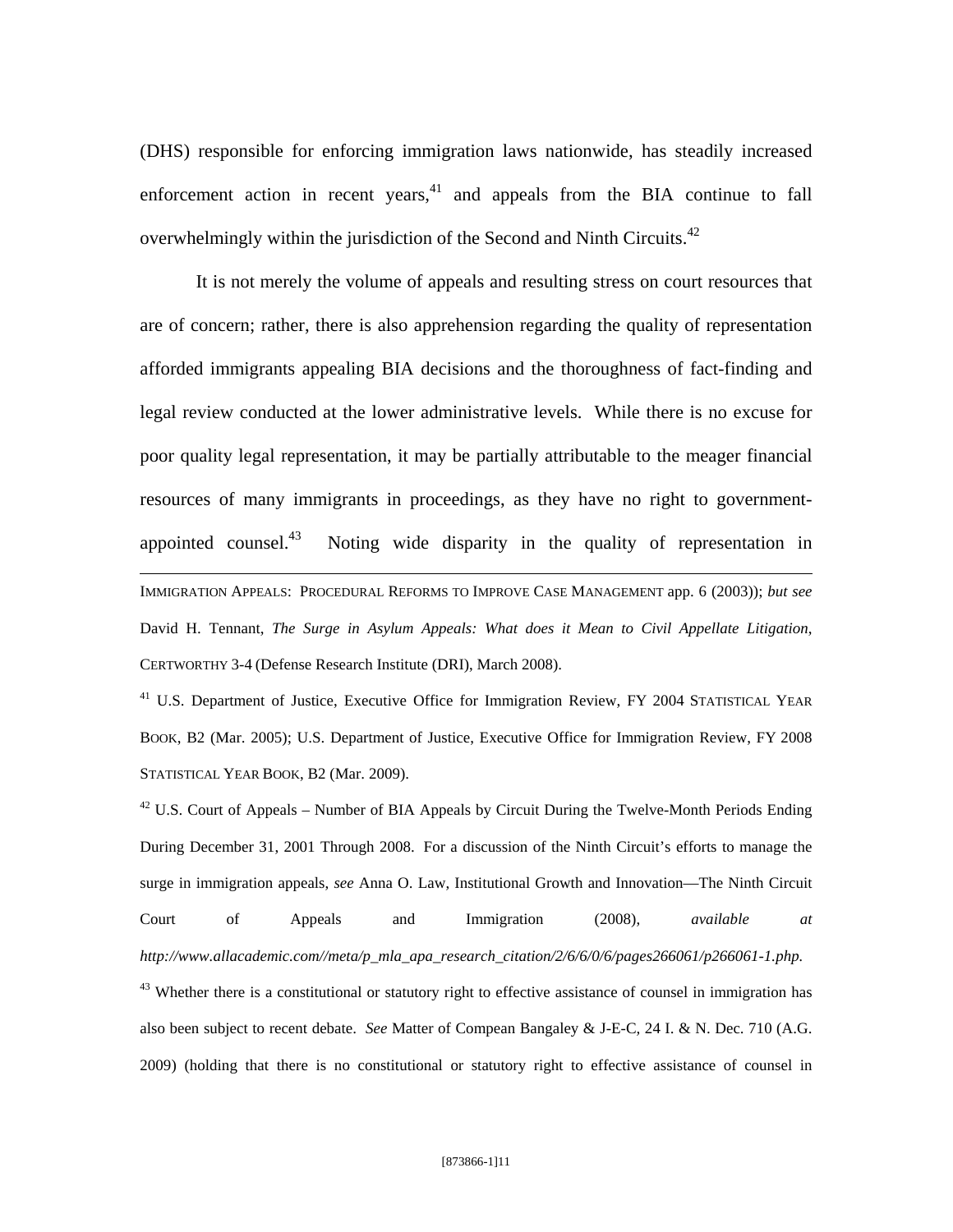(DHS) responsible for enforcing immigration laws nationwide, has steadily increased enforcement action in recent years,[41] and appeals from the BIA continue to fall overwhelmingly within the jurisdiction of the Second and Ninth Circuits.[42]

It is not merely the volume of appeals and resulting stress on court resources that are of concern; rather, there is also apprehension regarding the quality of representation afforded immigrants appealing BIA decisions and the thoroughness of fact-finding and legal review conducted at the lower administrative levels. While there is no excuse for poor quality legal representation, it may be partially attributable to the meager financial resources of many immigrants in proceedings, as they have no right to government-appointed counsel.[43] Noting wide disparity in the quality of representation in

---

IMMIGRATION APPEALS: PROCEDURAL REFORMS TO IMPROVE CASE MANAGEMENT app. 6 (2003)); *but see* David H. Tennant, *The Surge in Asylum Appeals: What does it Mean to Civil Appellate Litigation*, CERTWORTHY 3-4 (Defense Research Institute (DRI), March 2008).

[41] U.S. Department of Justice, Executive Office for Immigration Review, FY 2004 STATISTICAL YEAR BOOK, B2 (Mar. 2005); U.S. Department of Justice, Executive Office for Immigration Review, FY 2008 STATISTICAL YEAR BOOK, B2 (Mar. 2009).

[42] U.S. Court of Appeals – Number of BIA Appeals by Circuit During the Twelve-Month Periods Ending During December 31, 2001 Through 2008. For a discussion of the Ninth Circuit's efforts to manage the surge in immigration appeals, *see* Anna O. Law, Institutional Growth and Innovation—The Ninth Circuit Court of Appeals and Immigration (2008), *available at http://www.allacademic.com//meta/p_mla_apa_research_citation/2/6/6/0/6/pages266061/p266061-1.php.*

[43] Whether there is a constitutional or statutory right to effective assistance of counsel in immigration has also been subject to recent debate. *See* Matter of Compean Bangaley & J-E-C, 24 I. & N. Dec. 710 (A.G. 2009) (holding that there is no constitutional or statutory right to effective assistance of counsel in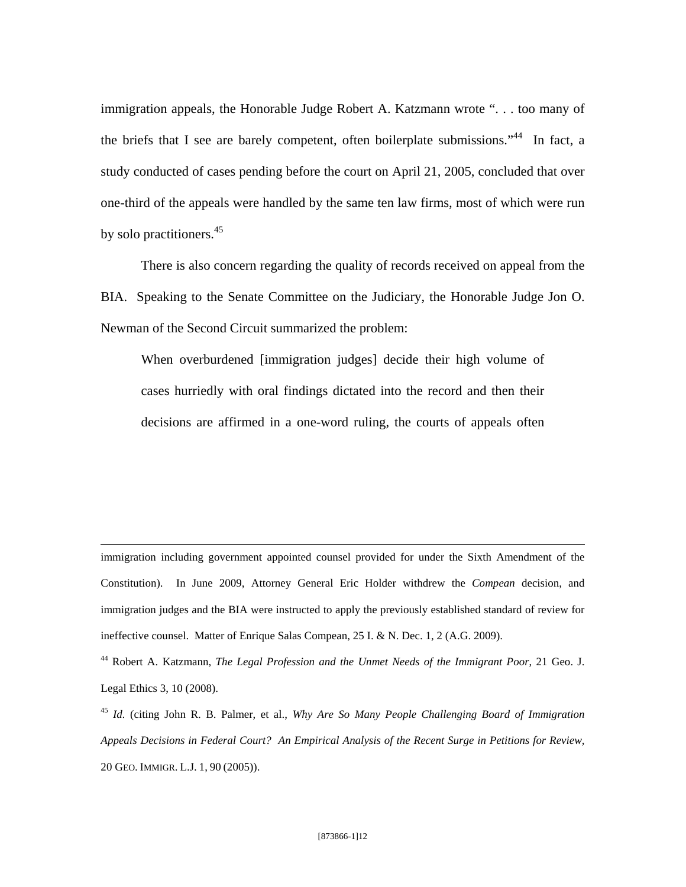immigration appeals, the Honorable Judge Robert A. Katzmann wrote ". . . too many of the briefs that I see are barely competent, often boilerplate submissions."[44] In fact, a study conducted of cases pending before the court on April 21, 2005, concluded that over one-third of the appeals were handled by the same ten law firms, most of which were run by solo practitioners.[45]

There is also concern regarding the quality of records received on appeal from the BIA. Speaking to the Senate Committee on the Judiciary, the Honorable Judge Jon O. Newman of the Second Circuit summarized the problem:

> When overburdened [immigration judges] decide their high volume of cases hurriedly with oral findings dictated into the record and then their decisions are affirmed in a one-word ruling, the courts of appeals often

---

immigration including government appointed counsel provided for under the Sixth Amendment of the Constitution). In June 2009, Attorney General Eric Holder withdrew the *Compean* decision, and immigration judges and the BIA were instructed to apply the previously established standard of review for ineffective counsel. Matter of Enrique Salas Compean, 25 I. & N. Dec. 1, 2 (A.G. 2009).

[44] Robert A. Katzmann, *The Legal Profession and the Unmet Needs of the Immigrant Poor*, 21 Geo. J. Legal Ethics 3, 10 (2008).

[45] *Id.* (citing John R. B. Palmer, et al., *Why Are So Many People Challenging Board of Immigration Appeals Decisions in Federal Court? An Empirical Analysis of the Recent Surge in Petitions for Review*, 20 GEO. IMMIGR. L.J. 1, 90 (2005)).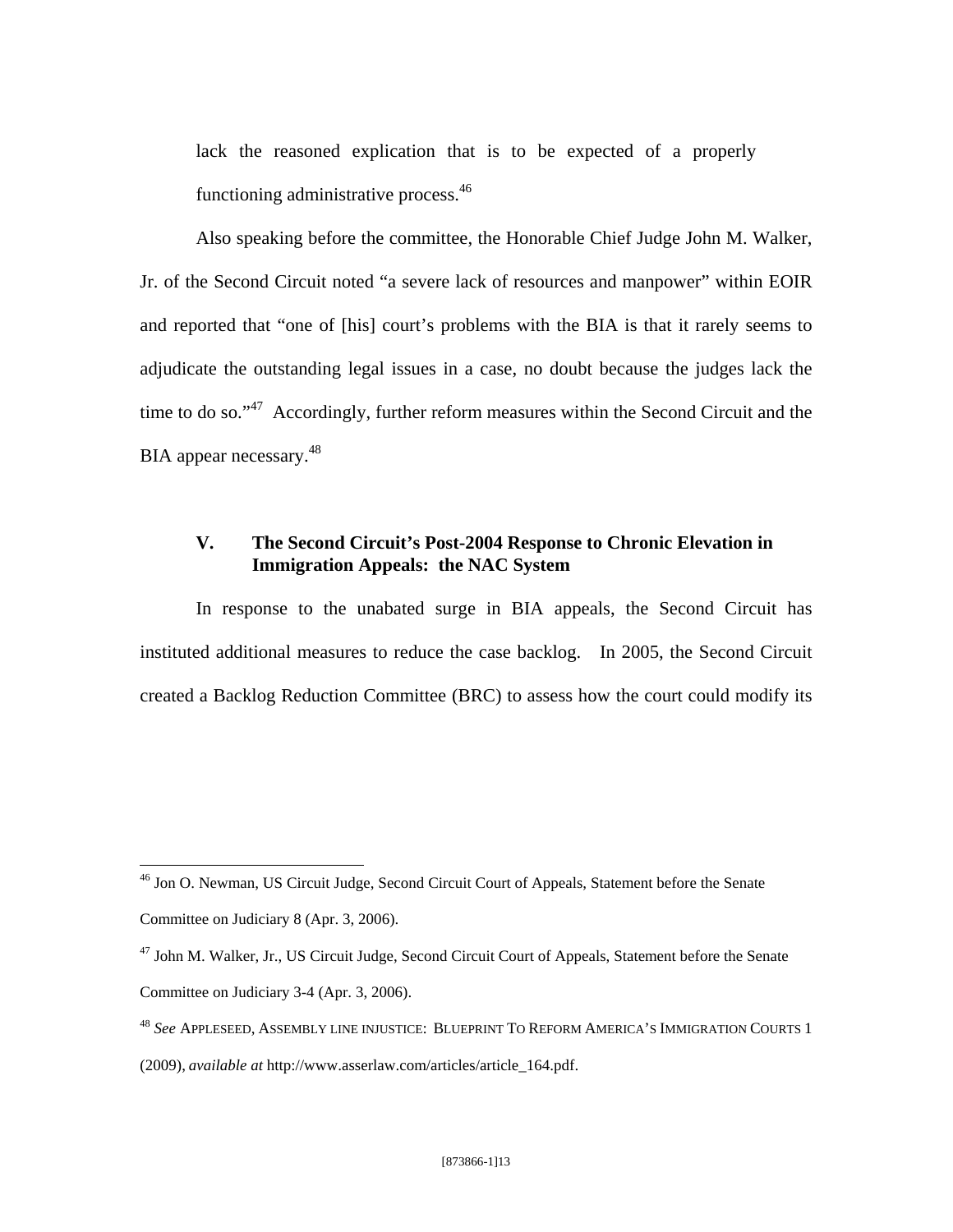lack the reasoned explication that is to be expected of a properly functioning administrative process.[46]

Also speaking before the committee, the Honorable Chief Judge John M. Walker, Jr. of the Second Circuit noted "a severe lack of resources and manpower" within EOIR and reported that "one of [his] court's problems with the BIA is that it rarely seems to adjudicate the outstanding legal issues in a case, no doubt because the judges lack the time to do so."[47] Accordingly, further reform measures within the Second Circuit and the BIA appear necessary.[48]

## V. The Second Circuit's Post-2004 Response to Chronic Elevation in Immigration Appeals: the NAC System

In response to the unabated surge in BIA appeals, the Second Circuit has instituted additional measures to reduce the case backlog. In 2005, the Second Circuit created a Backlog Reduction Committee (BRC) to assess how the court could modify its

---

[46] Jon O. Newman, US Circuit Judge, Second Circuit Court of Appeals, Statement before the Senate Committee on Judiciary 8 (Apr. 3, 2006).

[47] John M. Walker, Jr., US Circuit Judge, Second Circuit Court of Appeals, Statement before the Senate Committee on Judiciary 3-4 (Apr. 3, 2006).

[48] *See* APPLESEED, ASSEMBLY LINE INJUSTICE: BLUEPRINT TO REFORM AMERICA'S IMMIGRATION COURTS 1 (2009), *available at* http://www.asserlaw.com/articles/article_164.pdf.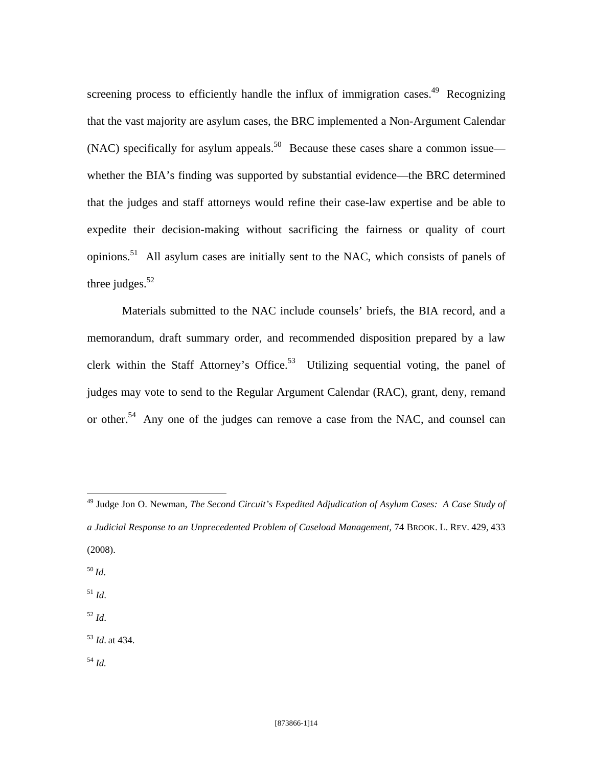screening process to efficiently handle the influx of immigration cases.[49] Recognizing that the vast majority are asylum cases, the BRC implemented a Non-Argument Calendar (NAC) specifically for asylum appeals.[50] Because these cases share a common issue—whether the BIA's finding was supported by substantial evidence—the BRC determined that the judges and staff attorneys would refine their case-law expertise and be able to expedite their decision-making without sacrificing the fairness or quality of court opinions.[51] All asylum cases are initially sent to the NAC, which consists of panels of three judges.[52]

Materials submitted to the NAC include counsels' briefs, the BIA record, and a memorandum, draft summary order, and recommended disposition prepared by a law clerk within the Staff Attorney's Office.[53] Utilizing sequential voting, the panel of judges may vote to send to the Regular Argument Calendar (RAC), grant, deny, remand or other.[54] Any one of the judges can remove a case from the NAC, and counsel can

---

[49] Judge Jon O. Newman, *The Second Circuit's Expedited Adjudication of Asylum Cases: A Case Study of a Judicial Response to an Unprecedented Problem of Caseload Management*, 74 BROOK. L. REV. 429, 433 (2008).

[50] *Id*.

[51] *Id*.

[52] *Id*.

[53] *Id*. at 434.

[54] *Id.*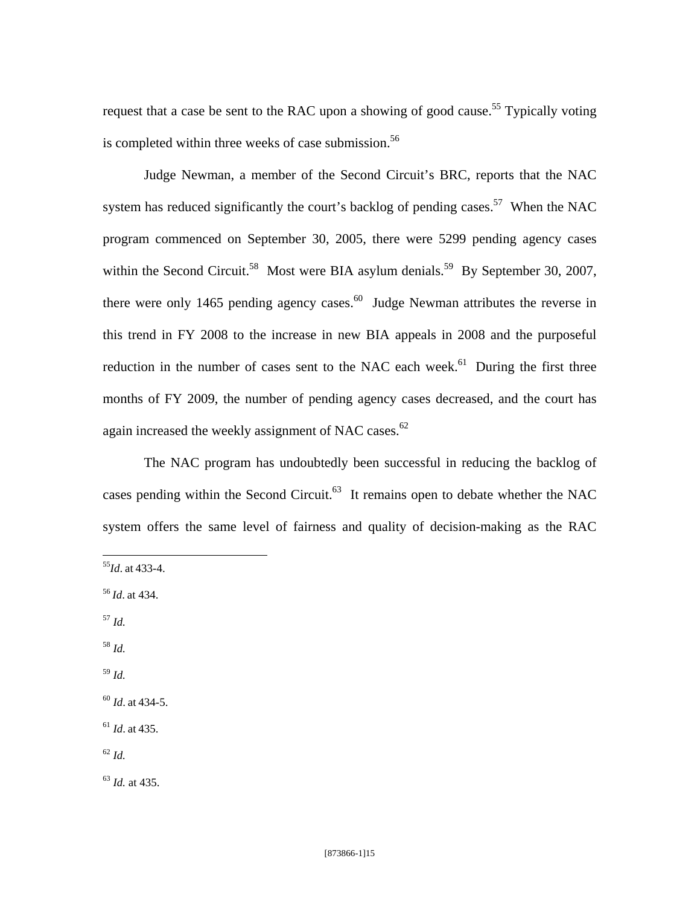request that a case be sent to the RAC upon a showing of good cause.[55] Typically voting is completed within three weeks of case submission.[56]

Judge Newman, a member of the Second Circuit's BRC, reports that the NAC system has reduced significantly the court's backlog of pending cases.[57] When the NAC program commenced on September 30, 2005, there were 5299 pending agency cases within the Second Circuit.[58] Most were BIA asylum denials.[59] By September 30, 2007, there were only 1465 pending agency cases.[60] Judge Newman attributes the reverse in this trend in FY 2008 to the increase in new BIA appeals in 2008 and the purposeful reduction in the number of cases sent to the NAC each week.[61] During the first three months of FY 2009, the number of pending agency cases decreased, and the court has again increased the weekly assignment of NAC cases.[62]

The NAC program has undoubtedly been successful in reducing the backlog of cases pending within the Second Circuit.[63] It remains open to debate whether the NAC system offers the same level of fairness and quality of decision-making as the RAC

---

[55] *Id*. at 433-4.

[56] *Id*. at 434.

[57] *Id.*

[58] *Id.*

[59] *Id.*

[60] *Id*. at 434-5.

[61] *Id*. at 435.

[62] *Id.*

[63] *Id.* at 435.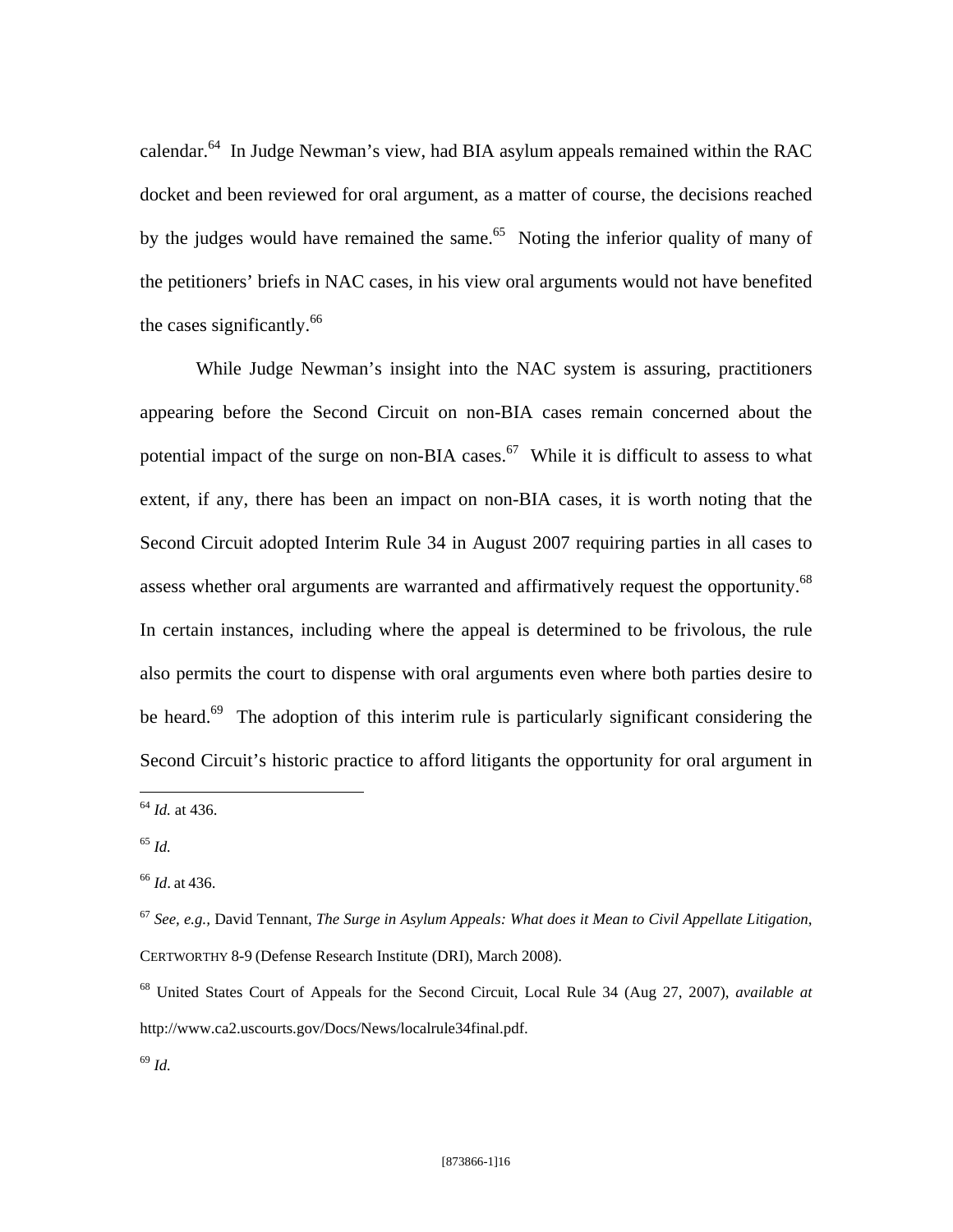calendar.[64] In Judge Newman's view, had BIA asylum appeals remained within the RAC docket and been reviewed for oral argument, as a matter of course, the decisions reached by the judges would have remained the same.[65] Noting the inferior quality of many of the petitioners' briefs in NAC cases, in his view oral arguments would not have benefited the cases significantly.[66]

While Judge Newman's insight into the NAC system is assuring, practitioners appearing before the Second Circuit on non-BIA cases remain concerned about the potential impact of the surge on non-BIA cases.[67] While it is difficult to assess to what extent, if any, there has been an impact on non-BIA cases, it is worth noting that the Second Circuit adopted Interim Rule 34 in August 2007 requiring parties in all cases to assess whether oral arguments are warranted and affirmatively request the opportunity.[68] In certain instances, including where the appeal is determined to be frivolous, the rule also permits the court to dispense with oral arguments even where both parties desire to be heard.[69] The adoption of this interim rule is particularly significant considering the Second Circuit's historic practice to afford litigants the opportunity for oral argument in

---

[64] *Id.* at 436.

[65] *Id.*

[66] *Id*. at 436.

[67] *See, e.g.,* David Tennant, *The Surge in Asylum Appeals: What does it Mean to Civil Appellate Litigation*, CERTWORTHY 8-9 (Defense Research Institute (DRI), March 2008).

[68] United States Court of Appeals for the Second Circuit, Local Rule 34 (Aug 27, 2007), *available at* http://www.ca2.uscourts.gov/Docs/News/localrule34final.pdf.

[69] *Id.*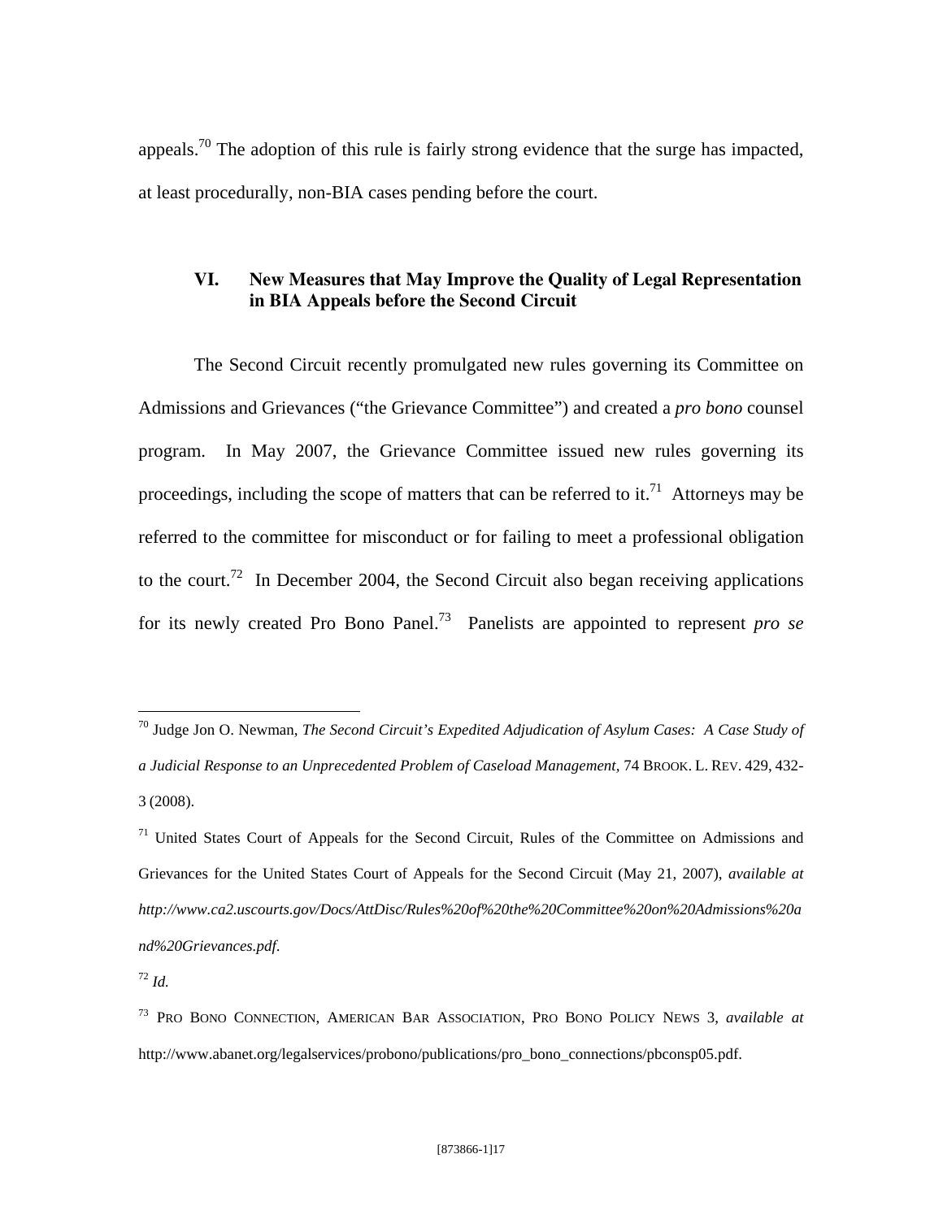appeals.[70] The adoption of this rule is fairly strong evidence that the surge has impacted, at least procedurally, non-BIA cases pending before the court.

## VI. New Measures that May Improve the Quality of Legal Representation in BIA Appeals before the Second Circuit

The Second Circuit recently promulgated new rules governing its Committee on Admissions and Grievances ("the Grievance Committee") and created a *pro bono* counsel program. In May 2007, the Grievance Committee issued new rules governing its proceedings, including the scope of matters that can be referred to it.[71] Attorneys may be referred to the committee for misconduct or for failing to meet a professional obligation to the court.[72] In December 2004, the Second Circuit also began receiving applications for its newly created Pro Bono Panel.[73] Panelists are appointed to represent *pro se*

---

[70] Judge Jon O. Newman, *The Second Circuit's Expedited Adjudication of Asylum Cases: A Case Study of a Judicial Response to an Unprecedented Problem of Caseload Management*, 74 BROOK. L. REV. 429, 432-3 (2008).

[71] United States Court of Appeals for the Second Circuit, Rules of the Committee on Admissions and Grievances for the United States Court of Appeals for the Second Circuit (May 21, 2007), *available at http://www.ca2.uscourts.gov/Docs/AttDisc/Rules%20of%20the%20Committee%20on%20Admissions%20and%20Grievances.pdf*.

[72] *Id.*

[73] PRO BONO CONNECTION, AMERICAN BAR ASSOCIATION, PRO BONO POLICY NEWS 3, *available at* http://www.abanet.org/legalservices/probono/publications/pro_bono_connections/pbconsp05.pdf.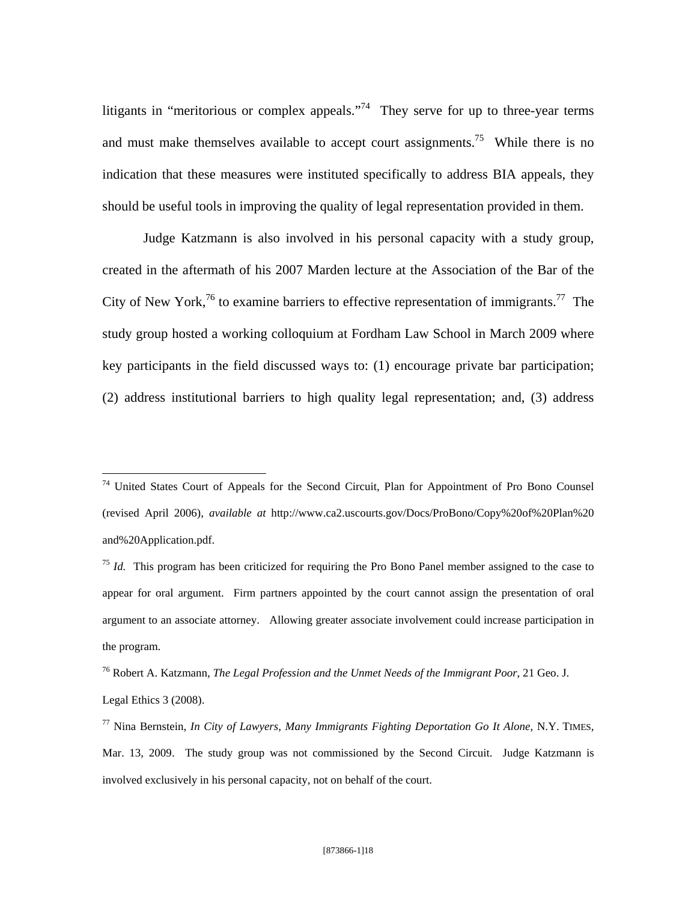litigants in "meritorious or complex appeals."[74] They serve for up to three-year terms and must make themselves available to accept court assignments.[75] While there is no indication that these measures were instituted specifically to address BIA appeals, they should be useful tools in improving the quality of legal representation provided in them.

Judge Katzmann is also involved in his personal capacity with a study group, created in the aftermath of his 2007 Marden lecture at the Association of the Bar of the City of New York,[76] to examine barriers to effective representation of immigrants.[77] The study group hosted a working colloquium at Fordham Law School in March 2009 where key participants in the field discussed ways to: (1) encourage private bar participation; (2) address institutional barriers to high quality legal representation; and, (3) address

---

[74] United States Court of Appeals for the Second Circuit, Plan for Appointment of Pro Bono Counsel (revised April 2006), *available at* http://www.ca2.uscourts.gov/Docs/ProBono/Copy%20of%20Plan%20and%20Application.pdf.

[75] *Id.* This program has been criticized for requiring the Pro Bono Panel member assigned to the case to appear for oral argument. Firm partners appointed by the court cannot assign the presentation of oral argument to an associate attorney. Allowing greater associate involvement could increase participation in the program.

[76] Robert A. Katzmann, *The Legal Profession and the Unmet Needs of the Immigrant Poor*, 21 Geo. J. Legal Ethics 3 (2008).

[77] Nina Bernstein, *In City of Lawyers, Many Immigrants Fighting Deportation Go It Alone*, N.Y. TIMES, Mar. 13, 2009. The study group was not commissioned by the Second Circuit. Judge Katzmann is involved exclusively in his personal capacity, not on behalf of the court.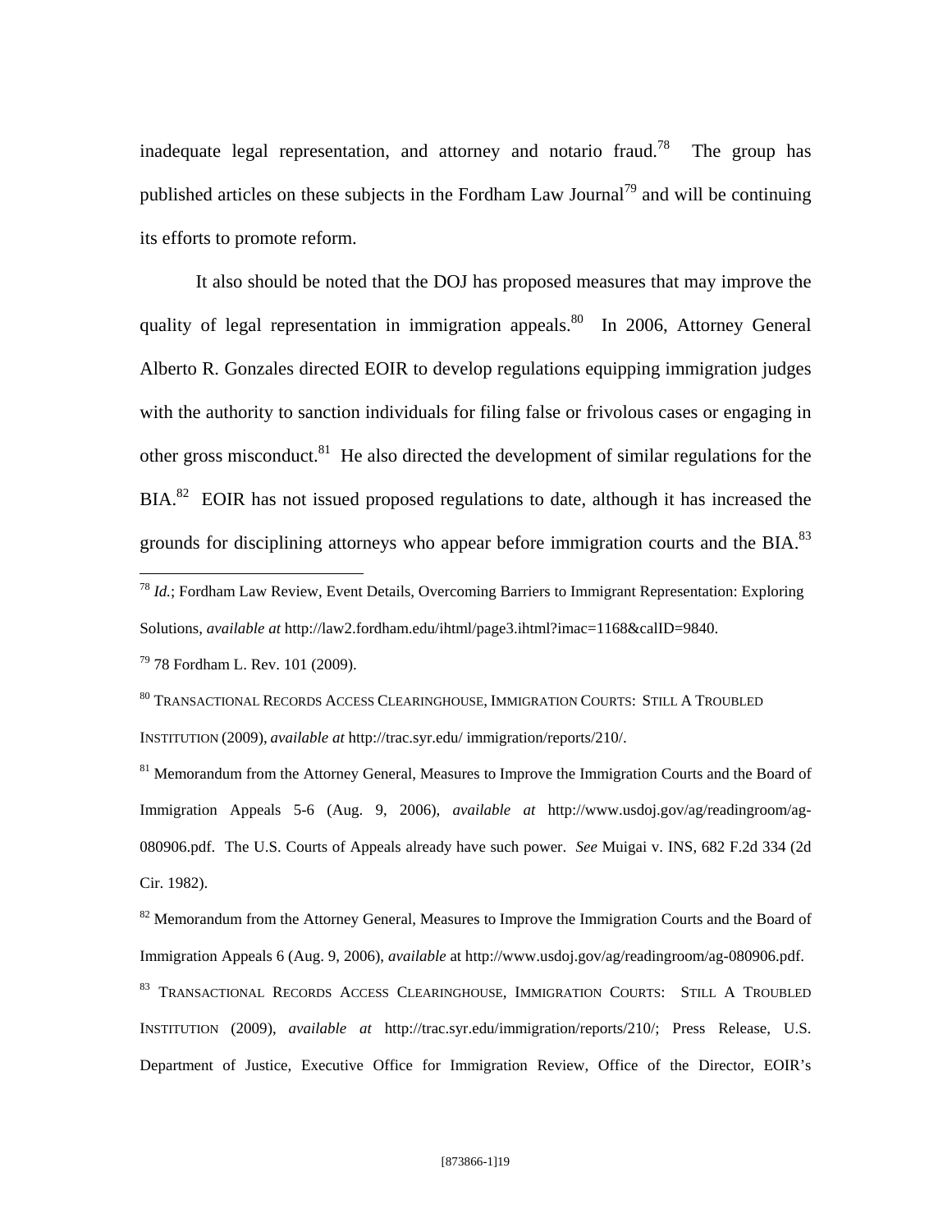inadequate legal representation, and attorney and notario fraud.[78] The group has published articles on these subjects in the Fordham Law Journal[79] and will be continuing its efforts to promote reform.

It also should be noted that the DOJ has proposed measures that may improve the quality of legal representation in immigration appeals.[80] In 2006, Attorney General Alberto R. Gonzales directed EOIR to develop regulations equipping immigration judges with the authority to sanction individuals for filing false or frivolous cases or engaging in other gross misconduct.[81] He also directed the development of similar regulations for the BIA.[82] EOIR has not issued proposed regulations to date, although it has increased the grounds for disciplining attorneys who appear before immigration courts and the BIA.[83]

---

[78] *Id.*; Fordham Law Review, Event Details, Overcoming Barriers to Immigrant Representation: Exploring Solutions, *available at* http://law2.fordham.edu/ihtml/page3.ihtml?imac=1168&calID=9840.

[79] 78 Fordham L. Rev. 101 (2009).

[80] TRANSACTIONAL RECORDS ACCESS CLEARINGHOUSE, IMMIGRATION COURTS: STILL A TROUBLED INSTITUTION (2009), *available at* http://trac.syr.edu/ immigration/reports/210/.

[81] Memorandum from the Attorney General, Measures to Improve the Immigration Courts and the Board of Immigration Appeals 5-6 (Aug. 9, 2006), *available at* http://www.usdoj.gov/ag/readingroom/ag-080906.pdf. The U.S. Courts of Appeals already have such power. *See* Muigai v. INS, 682 F.2d 334 (2d Cir. 1982).

[82] Memorandum from the Attorney General, Measures to Improve the Immigration Courts and the Board of Immigration Appeals 6 (Aug. 9, 2006), *available* at http://www.usdoj.gov/ag/readingroom/ag-080906.pdf.

[83] TRANSACTIONAL RECORDS ACCESS CLEARINGHOUSE, IMMIGRATION COURTS: STILL A TROUBLED INSTITUTION (2009), *available at* http://trac.syr.edu/immigration/reports/210/; Press Release, U.S. Department of Justice, Executive Office for Immigration Review, Office of the Director, EOIR's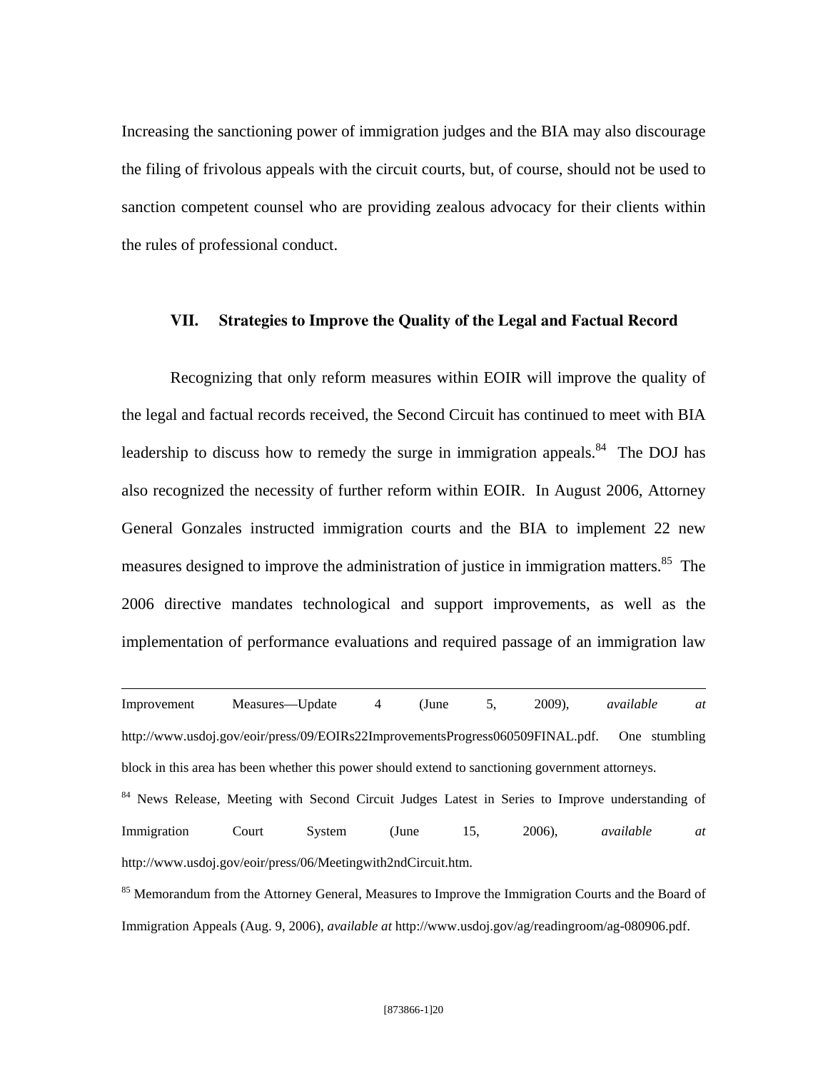Increasing the sanctioning power of immigration judges and the BIA may also discourage the filing of frivolous appeals with the circuit courts, but, of course, should not be used to sanction competent counsel who are providing zealous advocacy for their clients within the rules of professional conduct.

## VII. Strategies to Improve the Quality of the Legal and Factual Record

Recognizing that only reform measures within EOIR will improve the quality of the legal and factual records received, the Second Circuit has continued to meet with BIA leadership to discuss how to remedy the surge in immigration appeals.[84] The DOJ has also recognized the necessity of further reform within EOIR. In August 2006, Attorney General Gonzales instructed immigration courts and the BIA to implement 22 new measures designed to improve the administration of justice in immigration matters.[85] The 2006 directive mandates technological and support improvements, as well as the implementation of performance evaluations and required passage of an immigration law

---

Improvement Measures—Update 4 (June 5, 2009), *available at* http://www.usdoj.gov/eoir/press/09/EOIRs22ImprovementsProgress060509FINAL.pdf. One stumbling block in this area has been whether this power should extend to sanctioning government attorneys.

[84] News Release, Meeting with Second Circuit Judges Latest in Series to Improve understanding of Immigration Court System (June 15, 2006), *available at* http://www.usdoj.gov/eoir/press/06/Meetingwith2ndCircuit.htm.

[85] Memorandum from the Attorney General, Measures to Improve the Immigration Courts and the Board of Immigration Appeals (Aug. 9, 2006), *available at* http://www.usdoj.gov/ag/readingroom/ag-080906.pdf.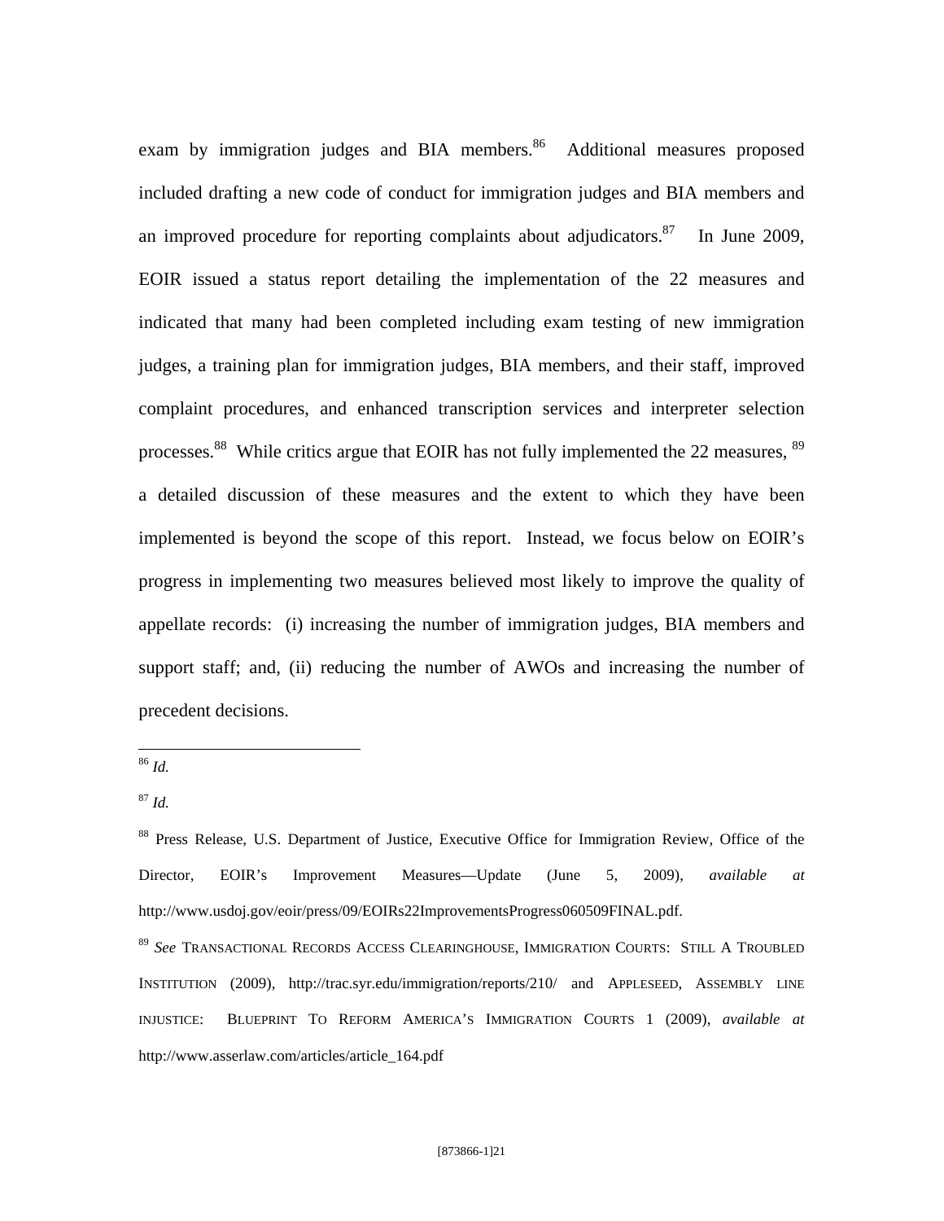exam by immigration judges and BIA members.[86] Additional measures proposed included drafting a new code of conduct for immigration judges and BIA members and an improved procedure for reporting complaints about adjudicators.[87] In June 2009, EOIR issued a status report detailing the implementation of the 22 measures and indicated that many had been completed including exam testing of new immigration judges, a training plan for immigration judges, BIA members, and their staff, improved complaint procedures, and enhanced transcription services and interpreter selection processes.[88] While critics argue that EOIR has not fully implemented the 22 measures, [89] a detailed discussion of these measures and the extent to which they have been implemented is beyond the scope of this report. Instead, we focus below on EOIR's progress in implementing two measures believed most likely to improve the quality of appellate records: (i) increasing the number of immigration judges, BIA members and support staff; and, (ii) reducing the number of AWOs and increasing the number of precedent decisions.

---

[86] *Id.*

[87] *Id.*

[88] Press Release, U.S. Department of Justice, Executive Office for Immigration Review, Office of the Director, EOIR's Improvement Measures—Update (June 5, 2009), *available at* http://www.usdoj.gov/eoir/press/09/EOIRs22ImprovementsProgress060509FINAL.pdf.

[89] *See* TRANSACTIONAL RECORDS ACCESS CLEARINGHOUSE, IMMIGRATION COURTS: STILL A TROUBLED INSTITUTION (2009), http://trac.syr.edu/immigration/reports/210/ and APPLESEED, ASSEMBLY LINE INJUSTICE: BLUEPRINT TO REFORM AMERICA'S IMMIGRATION COURTS 1 (2009), *available at* http://www.asserlaw.com/articles/article_164.pdf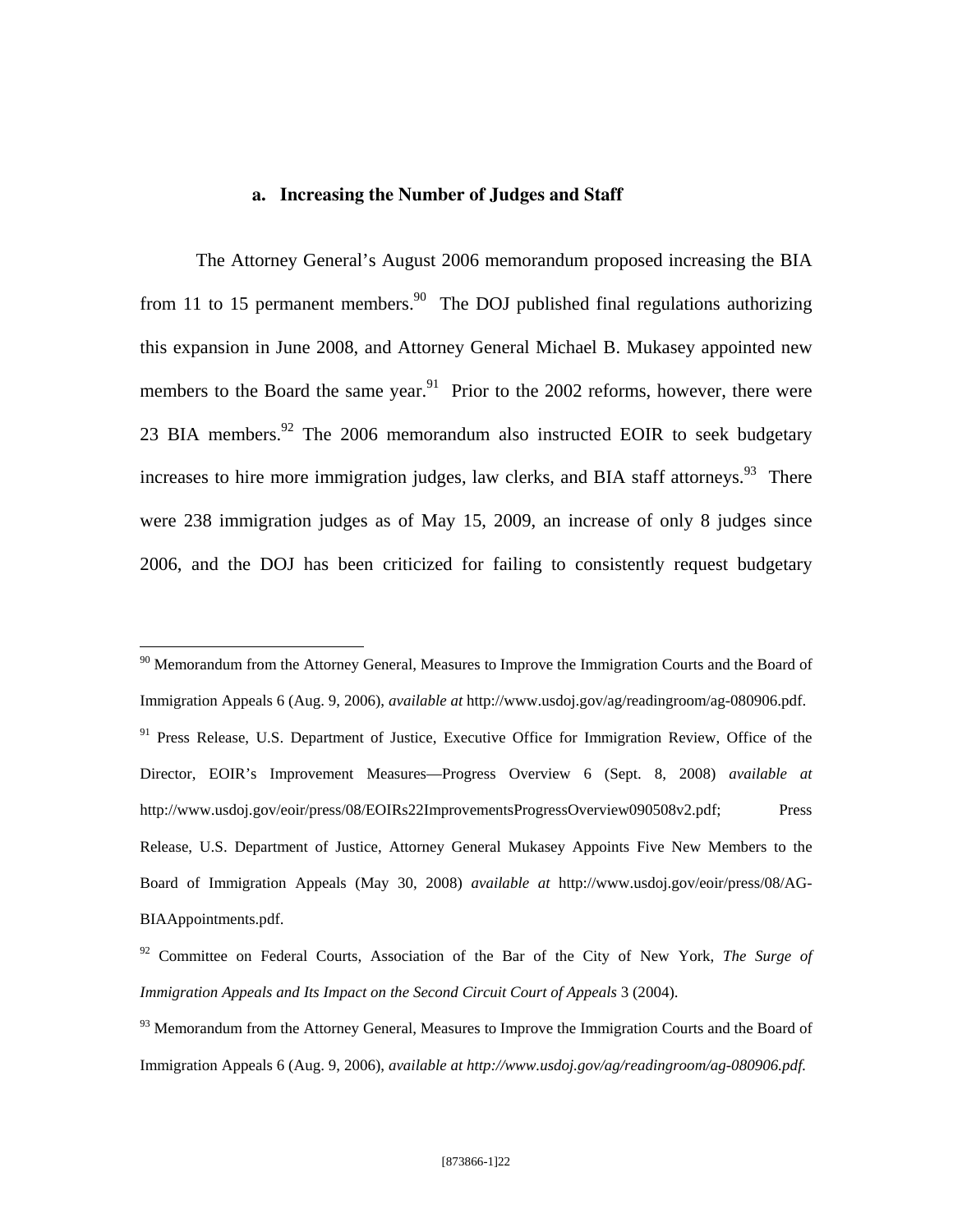### a. Increasing the Number of Judges and Staff

The Attorney General's August 2006 memorandum proposed increasing the BIA from 11 to 15 permanent members.[90] The DOJ published final regulations authorizing this expansion in June 2008, and Attorney General Michael B. Mukasey appointed new members to the Board the same year.[91] Prior to the 2002 reforms, however, there were 23 BIA members.[92] The 2006 memorandum also instructed EOIR to seek budgetary increases to hire more immigration judges, law clerks, and BIA staff attorneys.[93] There were 238 immigration judges as of May 15, 2009, an increase of only 8 judges since 2006, and the DOJ has been criticized for failing to consistently request budgetary

---

[90] Memorandum from the Attorney General, Measures to Improve the Immigration Courts and the Board of Immigration Appeals 6 (Aug. 9, 2006), *available at* http://www.usdoj.gov/ag/readingroom/ag-080906.pdf.

[91] Press Release, U.S. Department of Justice, Executive Office for Immigration Review, Office of the Director, EOIR's Improvement Measures—Progress Overview 6 (Sept. 8, 2008) *available at* http://www.usdoj.gov/eoir/press/08/EOIRs22ImprovementsProgressOverview090508v2.pdf; Press Release, U.S. Department of Justice, Attorney General Mukasey Appoints Five New Members to the Board of Immigration Appeals (May 30, 2008) *available at* http://www.usdoj.gov/eoir/press/08/AG-BIAAppointments.pdf.

[92] Committee on Federal Courts, Association of the Bar of the City of New York, *The Surge of Immigration Appeals and Its Impact on the Second Circuit Court of Appeals* 3 (2004).

[93] Memorandum from the Attorney General, Measures to Improve the Immigration Courts and the Board of Immigration Appeals 6 (Aug. 9, 2006), *available at http://www.usdoj.gov/ag/readingroom/ag-080906.pdf*.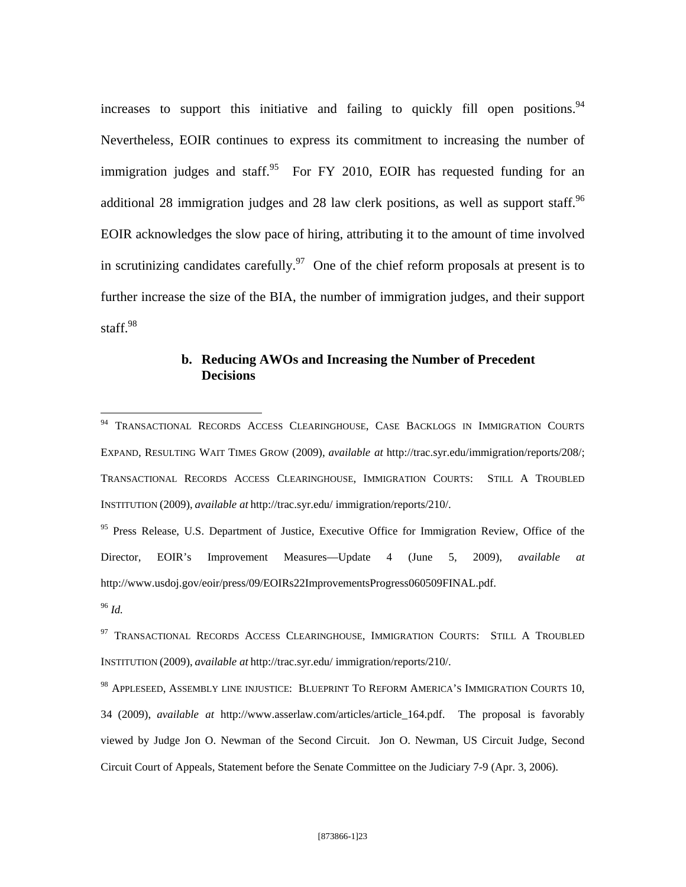increases to support this initiative and failing to quickly fill open positions.[94] Nevertheless, EOIR continues to express its commitment to increasing the number of immigration judges and staff.[95] For FY 2010, EOIR has requested funding for an additional 28 immigration judges and 28 law clerk positions, as well as support staff.[96] EOIR acknowledges the slow pace of hiring, attributing it to the amount of time involved in scrutinizing candidates carefully.[97] One of the chief reform proposals at present is to further increase the size of the BIA, the number of immigration judges, and their support staff.[98]

#### b. Reducing AWOs and Increasing the Number of Precedent Decisions

---

[94] TRANSACTIONAL RECORDS ACCESS CLEARINGHOUSE, CASE BACKLOGS IN IMMIGRATION COURTS EXPAND, RESULTING WAIT TIMES GROW (2009), *available at* http://trac.syr.edu/immigration/reports/208/; TRANSACTIONAL RECORDS ACCESS CLEARINGHOUSE, IMMIGRATION COURTS: STILL A TROUBLED INSTITUTION (2009), *available at* http://trac.syr.edu/ immigration/reports/210/.

[95] Press Release, U.S. Department of Justice, Executive Office for Immigration Review, Office of the Director, EOIR's Improvement Measures—Update 4 (June 5, 2009), *available at* http://www.usdoj.gov/eoir/press/09/EOIRs22ImprovementsProgress060509FINAL.pdf.

[96] *Id.*

[97] TRANSACTIONAL RECORDS ACCESS CLEARINGHOUSE, IMMIGRATION COURTS: STILL A TROUBLED INSTITUTION (2009), *available at* http://trac.syr.edu/ immigration/reports/210/.

[98] APPLESEED, ASSEMBLY LINE INJUSTICE: BLUEPRINT TO REFORM AMERICA'S IMMIGRATION COURTS 10, 34 (2009), *available at* http://www.asserlaw.com/articles/article_164.pdf. The proposal is favorably viewed by Judge Jon O. Newman of the Second Circuit. Jon O. Newman, US Circuit Judge, Second Circuit Court of Appeals, Statement before the Senate Committee on the Judiciary 7-9 (Apr. 3, 2006).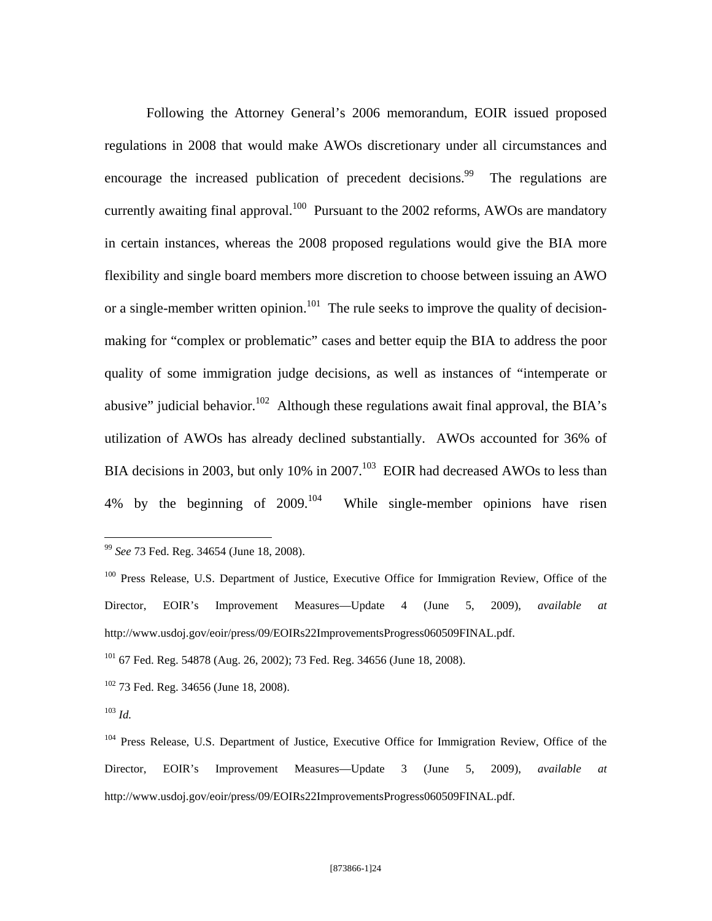Following the Attorney General's 2006 memorandum, EOIR issued proposed regulations in 2008 that would make AWOs discretionary under all circumstances and encourage the increased publication of precedent decisions.[99] The regulations are currently awaiting final approval.[100] Pursuant to the 2002 reforms, AWOs are mandatory in certain instances, whereas the 2008 proposed regulations would give the BIA more flexibility and single board members more discretion to choose between issuing an AWO or a single-member written opinion.[101] The rule seeks to improve the quality of decision-making for "complex or problematic" cases and better equip the BIA to address the poor quality of some immigration judge decisions, as well as instances of "intemperate or abusive" judicial behavior.[102] Although these regulations await final approval, the BIA's utilization of AWOs has already declined substantially. AWOs accounted for 36% of BIA decisions in 2003, but only 10% in 2007.[103] EOIR had decreased AWOs to less than 4% by the beginning of 2009.[104] While single-member opinions have risen

---

[99] *See* 73 Fed. Reg. 34654 (June 18, 2008).

[100] Press Release, U.S. Department of Justice, Executive Office for Immigration Review, Office of the Director, EOIR's Improvement Measures—Update 4 (June 5, 2009), *available at* http://www.usdoj.gov/eoir/press/09/EOIRs22ImprovementsProgress060509FINAL.pdf.

[101] 67 Fed. Reg. 54878 (Aug. 26, 2002); 73 Fed. Reg. 34656 (June 18, 2008).

[102] 73 Fed. Reg. 34656 (June 18, 2008).

[103] *Id.*

[104] Press Release, U.S. Department of Justice, Executive Office for Immigration Review, Office of the Director, EOIR's Improvement Measures—Update 3 (June 5, 2009), *available at* http://www.usdoj.gov/eoir/press/09/EOIRs22ImprovementsProgress060509FINAL.pdf.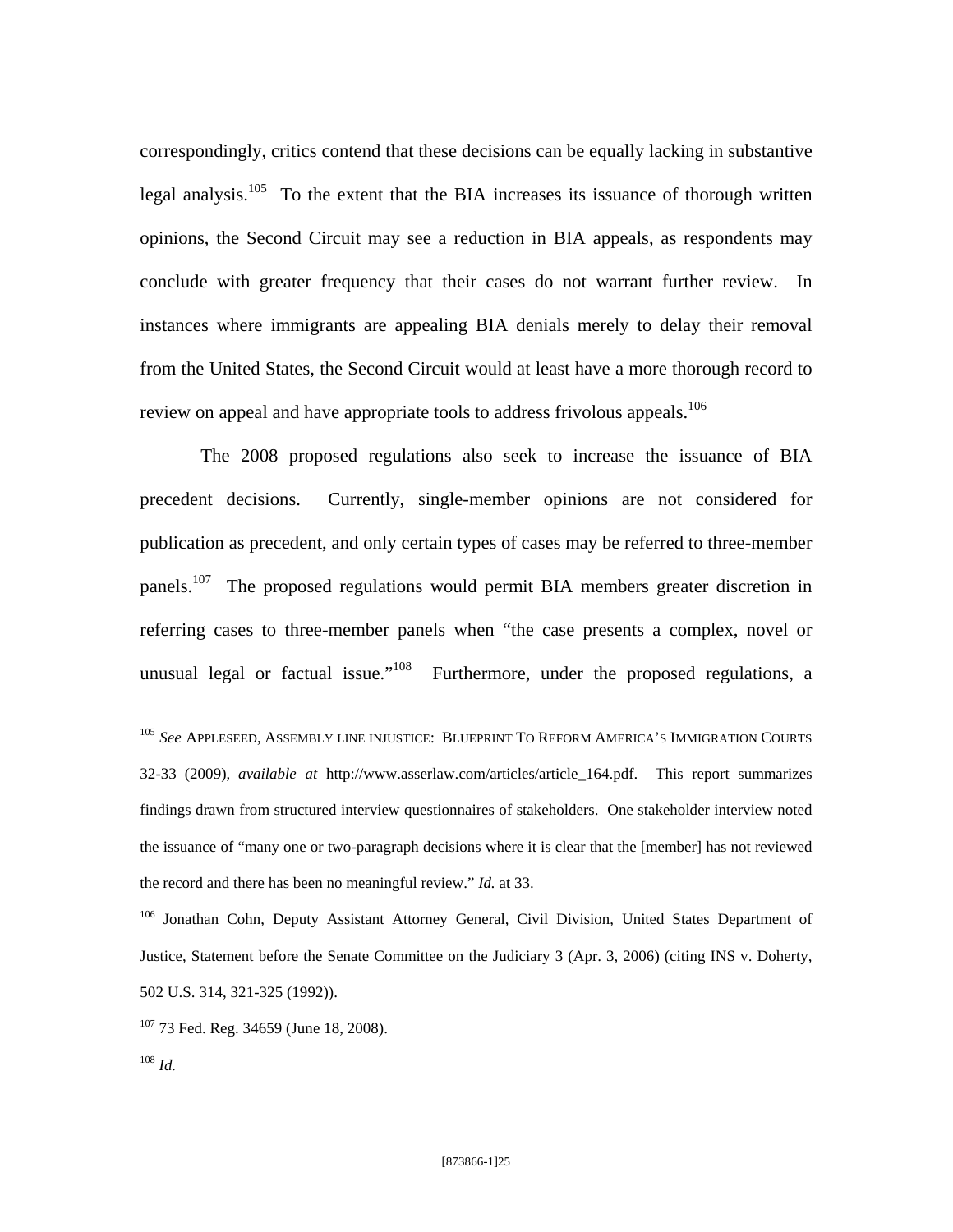correspondingly, critics contend that these decisions can be equally lacking in substantive legal analysis.[105] To the extent that the BIA increases its issuance of thorough written opinions, the Second Circuit may see a reduction in BIA appeals, as respondents may conclude with greater frequency that their cases do not warrant further review. In instances where immigrants are appealing BIA denials merely to delay their removal from the United States, the Second Circuit would at least have a more thorough record to review on appeal and have appropriate tools to address frivolous appeals.[106]

The 2008 proposed regulations also seek to increase the issuance of BIA precedent decisions. Currently, single-member opinions are not considered for publication as precedent, and only certain types of cases may be referred to three-member panels.[107] The proposed regulations would permit BIA members greater discretion in referring cases to three-member panels when "the case presents a complex, novel or unusual legal or factual issue."[108] Furthermore, under the proposed regulations, a

---

[105] *See* APPLESEED, ASSEMBLY LINE INJUSTICE: BLUEPRINT TO REFORM AMERICA'S IMMIGRATION COURTS 32-33 (2009), *available at* http://www.asserlaw.com/articles/article_164.pdf. This report summarizes findings drawn from structured interview questionnaires of stakeholders. One stakeholder interview noted the issuance of "many one or two-paragraph decisions where it is clear that the [member] has not reviewed the record and there has been no meaningful review." *Id.* at 33.

[106] Jonathan Cohn, Deputy Assistant Attorney General, Civil Division, United States Department of Justice, Statement before the Senate Committee on the Judiciary 3 (Apr. 3, 2006) (citing INS v. Doherty, 502 U.S. 314, 321-325 (1992)).

[107] 73 Fed. Reg. 34659 (June 18, 2008).

[108] *Id.*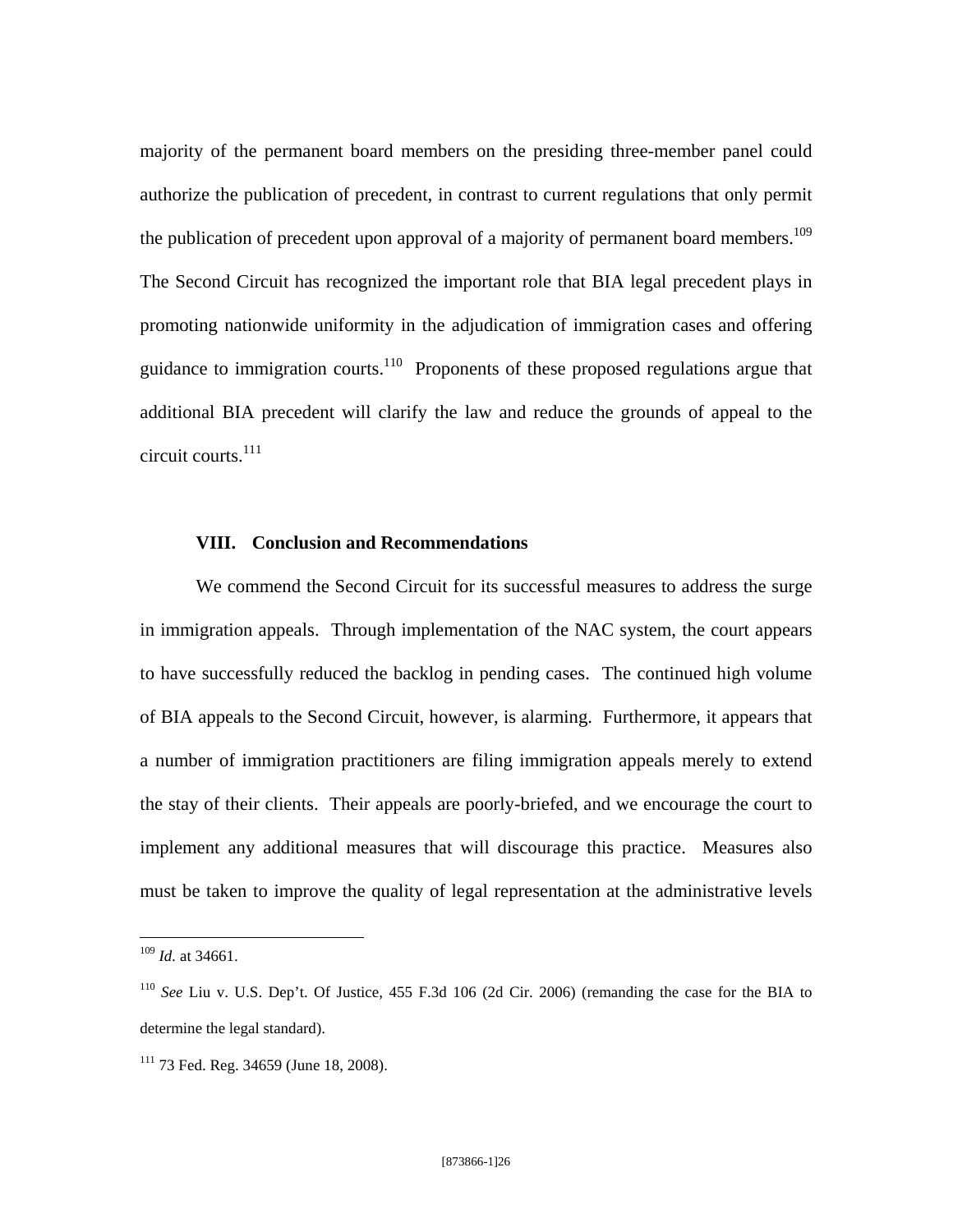majority of the permanent board members on the presiding three-member panel could authorize the publication of precedent, in contrast to current regulations that only permit the publication of precedent upon approval of a majority of permanent board members.[109] The Second Circuit has recognized the important role that BIA legal precedent plays in promoting nationwide uniformity in the adjudication of immigration cases and offering guidance to immigration courts.[110] Proponents of these proposed regulations argue that additional BIA precedent will clarify the law and reduce the grounds of appeal to the circuit courts.[111]

## VIII. Conclusion and Recommendations

We commend the Second Circuit for its successful measures to address the surge in immigration appeals. Through implementation of the NAC system, the court appears to have successfully reduced the backlog in pending cases. The continued high volume of BIA appeals to the Second Circuit, however, is alarming. Furthermore, it appears that a number of immigration practitioners are filing immigration appeals merely to extend the stay of their clients. Their appeals are poorly-briefed, and we encourage the court to implement any additional measures that will discourage this practice. Measures also must be taken to improve the quality of legal representation at the administrative levels

---

[109] *Id.* at 34661.

[110] *See* Liu v. U.S. Dep't. Of Justice, 455 F.3d 106 (2d Cir. 2006) (remanding the case for the BIA to determine the legal standard).

[111] 73 Fed. Reg. 34659 (June 18, 2008).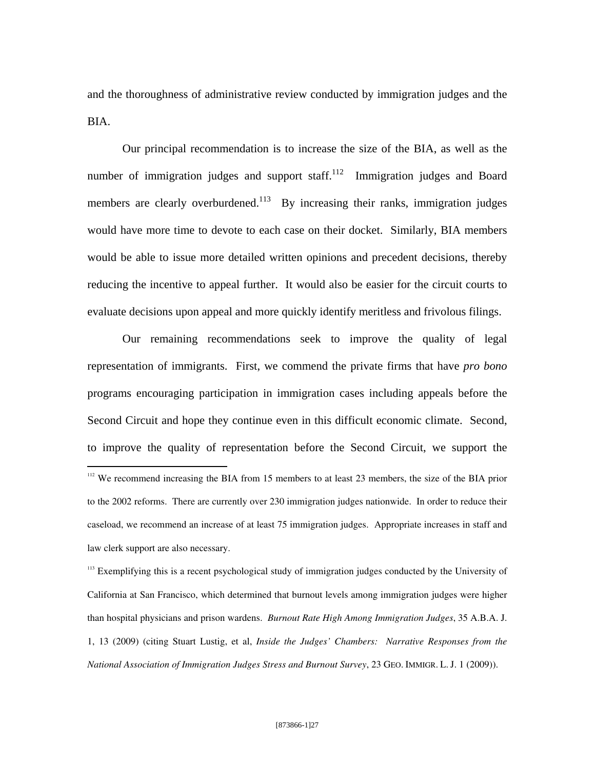and the thoroughness of administrative review conducted by immigration judges and the BIA.

Our principal recommendation is to increase the size of the BIA, as well as the number of immigration judges and support staff.[112] Immigration judges and Board members are clearly overburdened.[113] By increasing their ranks, immigration judges would have more time to devote to each case on their docket. Similarly, BIA members would be able to issue more detailed written opinions and precedent decisions, thereby reducing the incentive to appeal further. It would also be easier for the circuit courts to evaluate decisions upon appeal and more quickly identify meritless and frivolous filings.

Our remaining recommendations seek to improve the quality of legal representation of immigrants. First, we commend the private firms that have *pro bono* programs encouraging participation in immigration cases including appeals before the Second Circuit and hope they continue even in this difficult economic climate. Second, to improve the quality of representation before the Second Circuit, we support the

---

[112] We recommend increasing the BIA from 15 members to at least 23 members, the size of the BIA prior to the 2002 reforms. There are currently over 230 immigration judges nationwide. In order to reduce their caseload, we recommend an increase of at least 75 immigration judges. Appropriate increases in staff and law clerk support are also necessary.

[113] Exemplifying this is a recent psychological study of immigration judges conducted by the University of California at San Francisco, which determined that burnout levels among immigration judges were higher than hospital physicians and prison wardens. *Burnout Rate High Among Immigration Judges*, 35 A.B.A. J. 1, 13 (2009) (citing Stuart Lustig, et al, *Inside the Judges' Chambers: Narrative Responses from the National Association of Immigration Judges Stress and Burnout Survey*, 23 GEO. IMMIGR. L. J. 1 (2009)).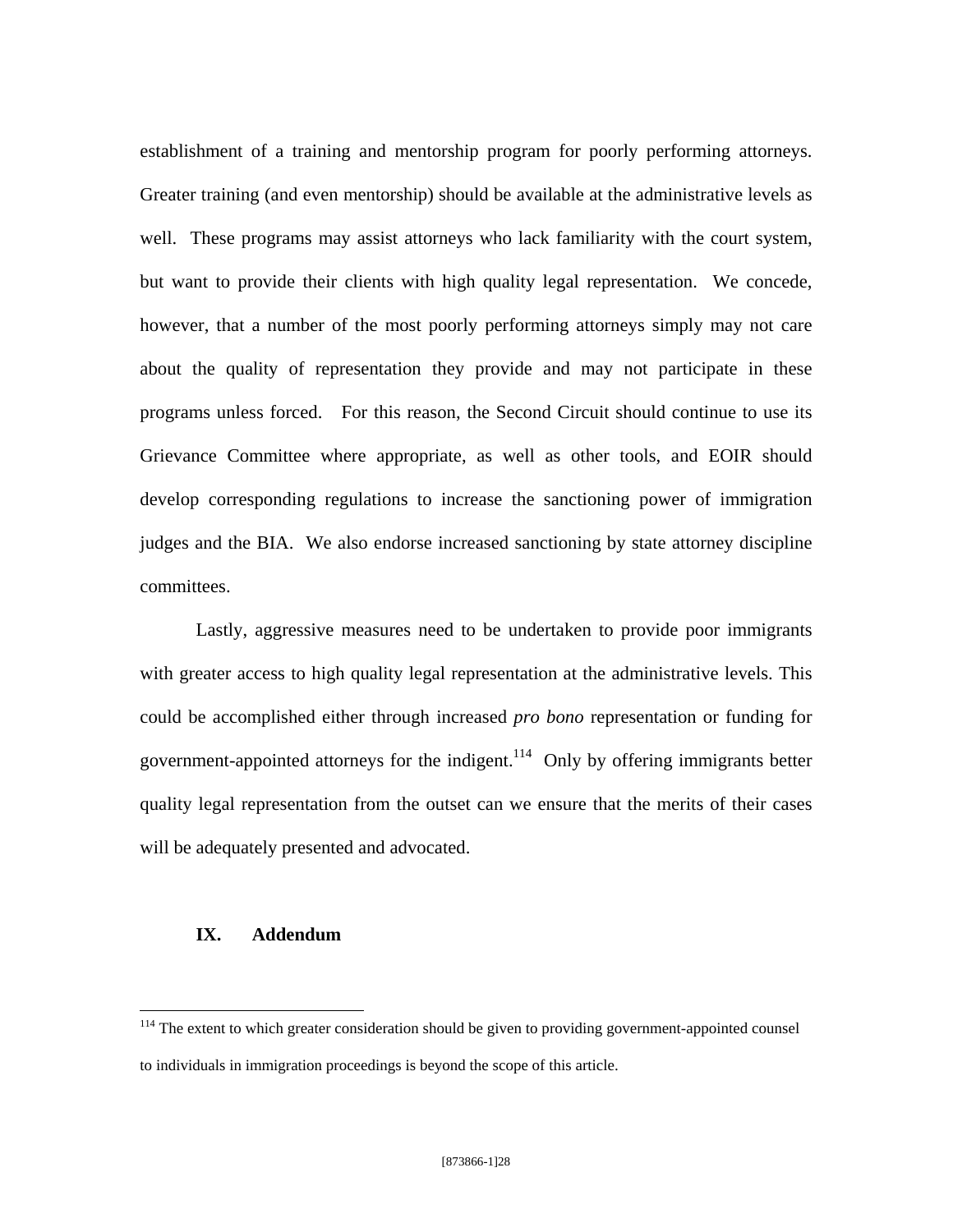establishment of a training and mentorship program for poorly performing attorneys. Greater training (and even mentorship) should be available at the administrative levels as well. These programs may assist attorneys who lack familiarity with the court system, but want to provide their clients with high quality legal representation. We concede, however, that a number of the most poorly performing attorneys simply may not care about the quality of representation they provide and may not participate in these programs unless forced. For this reason, the Second Circuit should continue to use its Grievance Committee where appropriate, as well as other tools, and EOIR should develop corresponding regulations to increase the sanctioning power of immigration judges and the BIA. We also endorse increased sanctioning by state attorney discipline committees.

Lastly, aggressive measures need to be undertaken to provide poor immigrants with greater access to high quality legal representation at the administrative levels. This could be accomplished either through increased *pro bono* representation or funding for government-appointed attorneys for the indigent.[114] Only by offering immigrants better quality legal representation from the outset can we ensure that the merits of their cases will be adequately presented and advocated.

## IX. Addendum

---

[114] The extent to which greater consideration should be given to providing government-appointed counsel to individuals in immigration proceedings is beyond the scope of this article.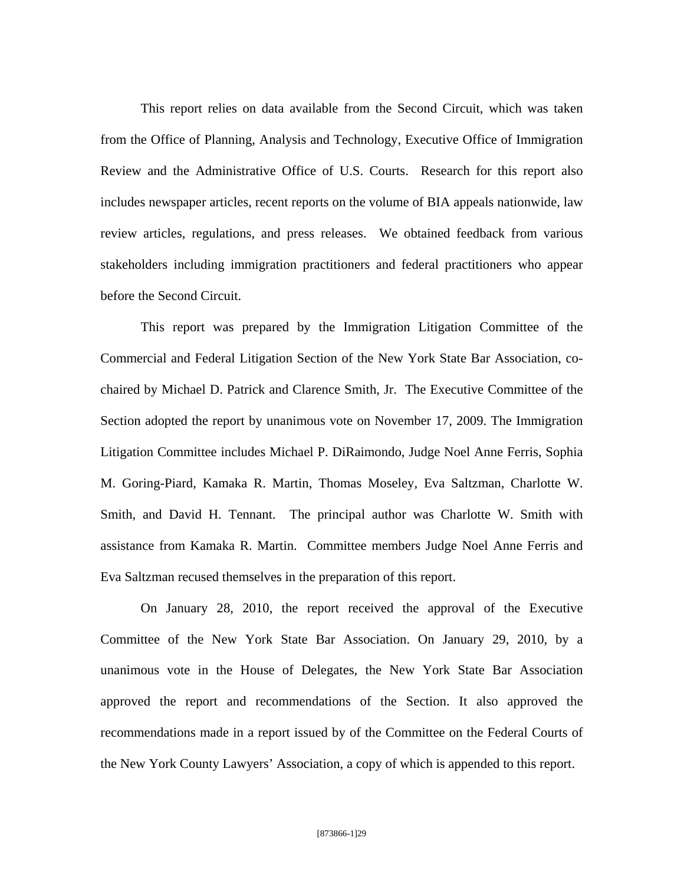This report relies on data available from the Second Circuit, which was taken from the Office of Planning, Analysis and Technology, Executive Office of Immigration Review and the Administrative Office of U.S. Courts. Research for this report also includes newspaper articles, recent reports on the volume of BIA appeals nationwide, law review articles, regulations, and press releases. We obtained feedback from various stakeholders including immigration practitioners and federal practitioners who appear before the Second Circuit.

This report was prepared by the Immigration Litigation Committee of the Commercial and Federal Litigation Section of the New York State Bar Association, co-chaired by Michael D. Patrick and Clarence Smith, Jr. The Executive Committee of the Section adopted the report by unanimous vote on November 17, 2009. The Immigration Litigation Committee includes Michael P. DiRaimondo, Judge Noel Anne Ferris, Sophia M. Goring-Piard, Kamaka R. Martin, Thomas Moseley, Eva Saltzman, Charlotte W. Smith, and David H. Tennant. The principal author was Charlotte W. Smith with assistance from Kamaka R. Martin. Committee members Judge Noel Anne Ferris and Eva Saltzman recused themselves in the preparation of this report.

On January 28, 2010, the report received the approval of the Executive Committee of the New York State Bar Association. On January 29, 2010, by a unanimous vote in the House of Delegates, the New York State Bar Association approved the report and recommendations of the Section. It also approved the recommendations made in a report issued by of the Committee on the Federal Courts of the New York County Lawyers' Association, a copy of which is appended to this report.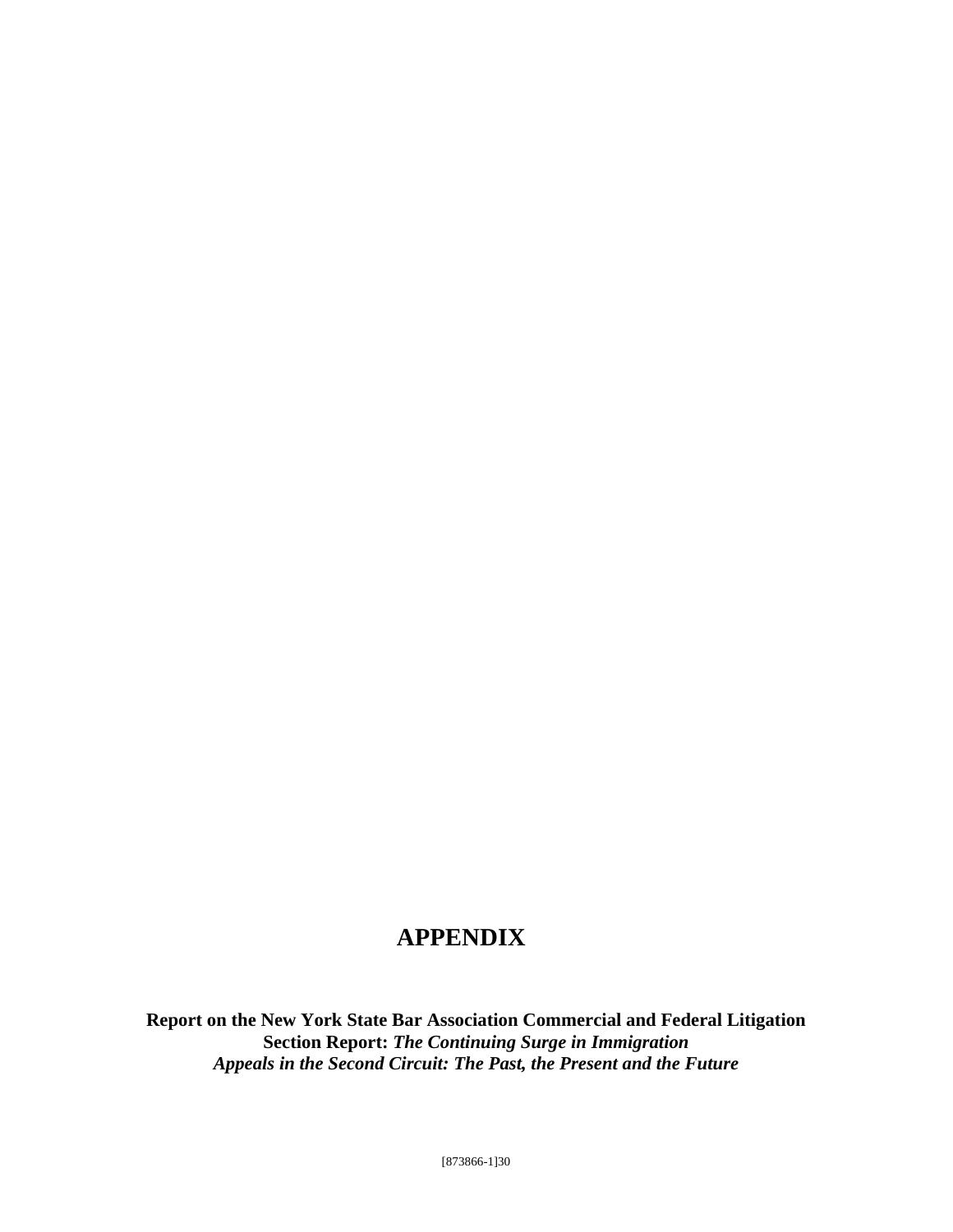# APPENDIX

**Report on the New York State Bar Association Commercial and Federal Litigation Section Report:** ***The Continuing Surge in Immigration Appeals in the Second Circuit: The Past, the Present and the Future***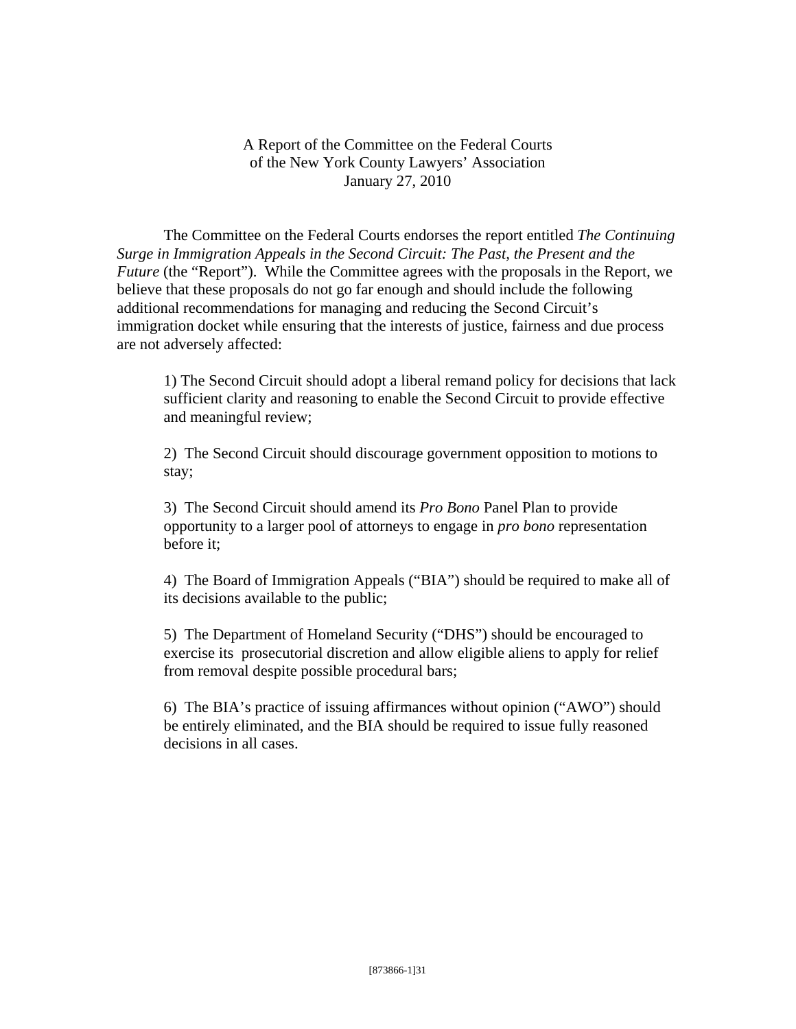A Report of the Committee on the Federal Courts
of the New York County Lawyers' Association
January 27, 2010

The Committee on the Federal Courts endorses the report entitled *The Continuing Surge in Immigration Appeals in the Second Circuit: The Past, the Present and the Future* (the "Report"). While the Committee agrees with the proposals in the Report, we believe that these proposals do not go far enough and should include the following additional recommendations for managing and reducing the Second Circuit's immigration docket while ensuring that the interests of justice, fairness and due process are not adversely affected:

1) The Second Circuit should adopt a liberal remand policy for decisions that lack sufficient clarity and reasoning to enable the Second Circuit to provide effective and meaningful review;

2) The Second Circuit should discourage government opposition to motions to stay;

3) The Second Circuit should amend its *Pro Bono* Panel Plan to provide opportunity to a larger pool of attorneys to engage in *pro bono* representation before it;

4) The Board of Immigration Appeals ("BIA") should be required to make all of its decisions available to the public;

5) The Department of Homeland Security ("DHS") should be encouraged to exercise its prosecutorial discretion and allow eligible aliens to apply for relief from removal despite possible procedural bars;

6) The BIA's practice of issuing affirmances without opinion ("AWO") should be entirely eliminated, and the BIA should be required to issue fully reasoned decisions in all cases.

[873866-1]31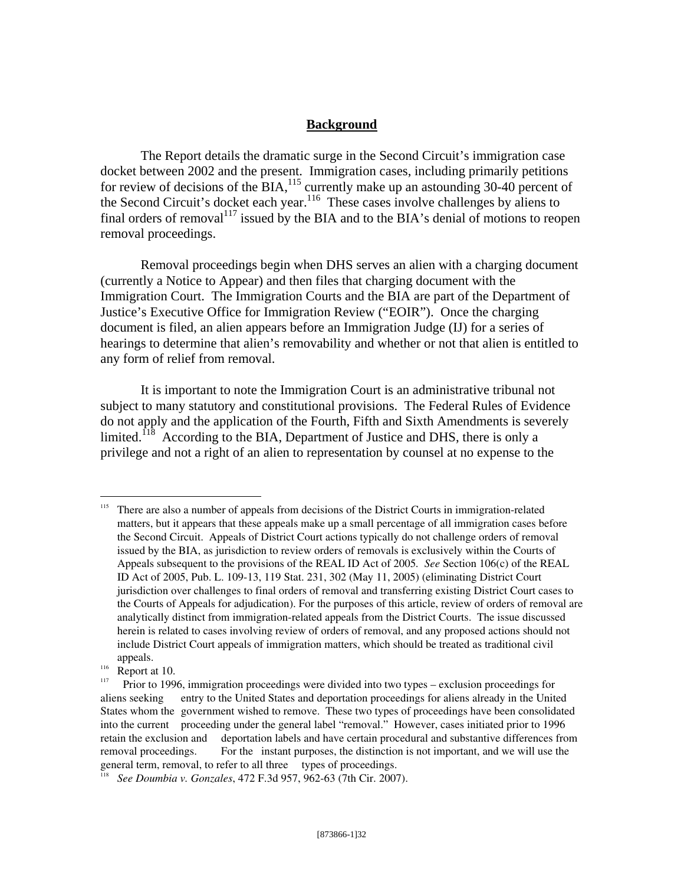## Background

The Report details the dramatic surge in the Second Circuit's immigration case docket between 2002 and the present. Immigration cases, including primarily petitions for review of decisions of the BIA,[115] currently make up an astounding 30-40 percent of the Second Circuit's docket each year.[116] These cases involve challenges by aliens to final orders of removal[117] issued by the BIA and to the BIA's denial of motions to reopen removal proceedings.

Removal proceedings begin when DHS serves an alien with a charging document (currently a Notice to Appear) and then files that charging document with the Immigration Court. The Immigration Courts and the BIA are part of the Department of Justice's Executive Office for Immigration Review ("EOIR"). Once the charging document is filed, an alien appears before an Immigration Judge (IJ) for a series of hearings to determine that alien's removability and whether or not that alien is entitled to any form of relief from removal.

It is important to note the Immigration Court is an administrative tribunal not subject to many statutory and constitutional provisions. The Federal Rules of Evidence do not apply and the application of the Fourth, Fifth and Sixth Amendments is severely limited.[118] According to the BIA, Department of Justice and DHS, there is only a privilege and not a right of an alien to representation by counsel at no expense to the

---

[115] There are also a number of appeals from decisions of the District Courts in immigration-related matters, but it appears that these appeals make up a small percentage of all immigration cases before the Second Circuit. Appeals of District Court actions typically do not challenge orders of removal issued by the BIA, as jurisdiction to review orders of removals is exclusively within the Courts of Appeals subsequent to the provisions of the REAL ID Act of 2005. *See* Section 106(c) of the REAL ID Act of 2005, Pub. L. 109-13, 119 Stat. 231, 302 (May 11, 2005) (eliminating District Court jurisdiction over challenges to final orders of removal and transferring existing District Court cases to the Courts of Appeals for adjudication). For the purposes of this article, review of orders of removal are analytically distinct from immigration-related appeals from the District Courts. The issue discussed herein is related to cases involving review of orders of removal, and any proposed actions should not include District Court appeals of immigration matters, which should be treated as traditional civil appeals.

[116] Report at 10.

[117] Prior to 1996, immigration proceedings were divided into two types – exclusion proceedings for aliens seeking entry to the United States and deportation proceedings for aliens already in the United States whom the government wished to remove. These two types of proceedings have been consolidated into the current proceeding under the general label "removal." However, cases initiated prior to 1996 retain the exclusion and deportation labels and have certain procedural and substantive differences from removal proceedings. For the instant purposes, the distinction is not important, and we will use the general term, removal, to refer to all three types of proceedings.

[118] *See Doumbia v. Gonzales*, 472 F.3d 957, 962-63 (7th Cir. 2007).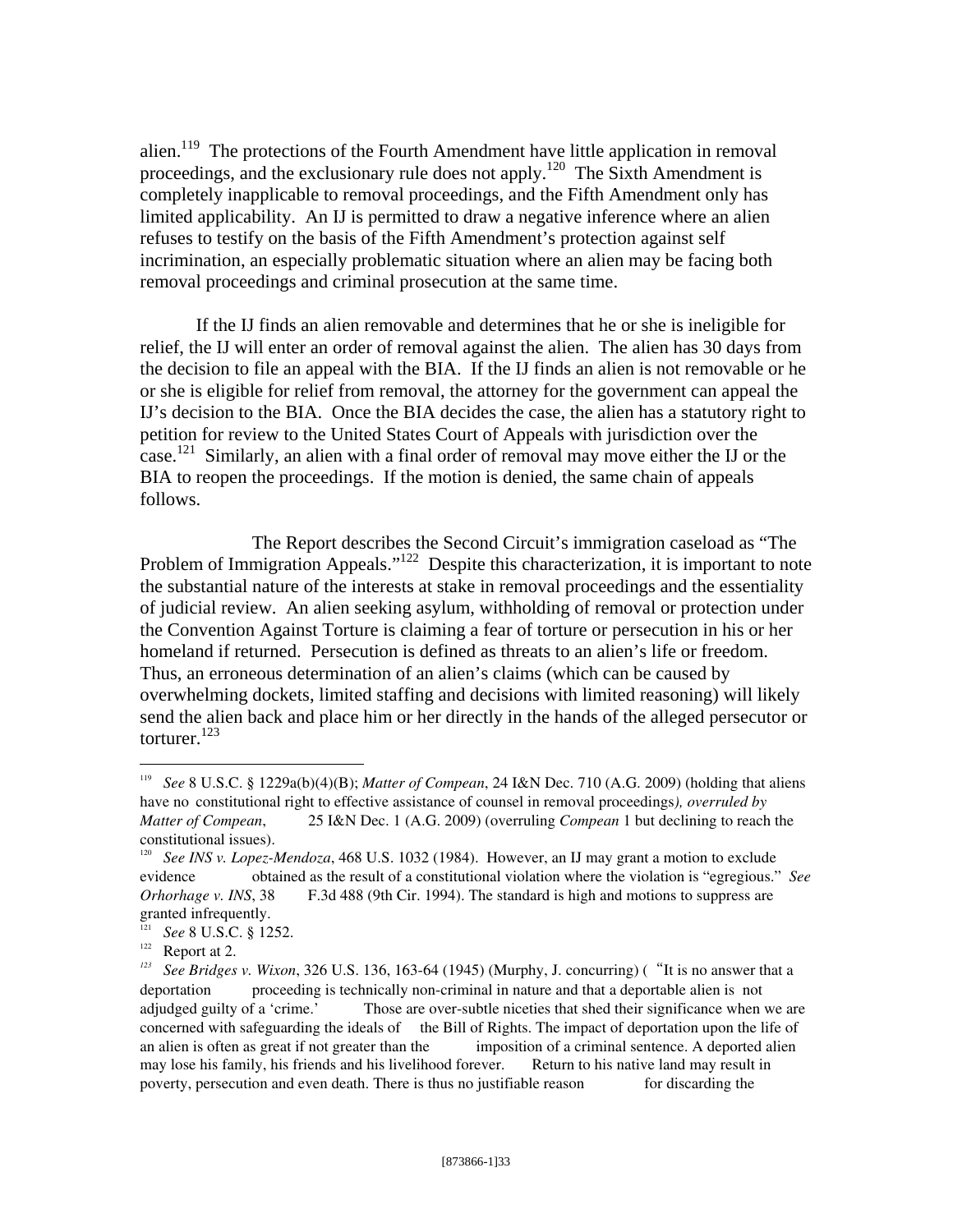alien.[119] The protections of the Fourth Amendment have little application in removal proceedings, and the exclusionary rule does not apply.[120] The Sixth Amendment is completely inapplicable to removal proceedings, and the Fifth Amendment only has limited applicability. An IJ is permitted to draw a negative inference where an alien refuses to testify on the basis of the Fifth Amendment's protection against self incrimination, an especially problematic situation where an alien may be facing both removal proceedings and criminal prosecution at the same time.

If the IJ finds an alien removable and determines that he or she is ineligible for relief, the IJ will enter an order of removal against the alien. The alien has 30 days from the decision to file an appeal with the BIA. If the IJ finds an alien is not removable or he or she is eligible for relief from removal, the attorney for the government can appeal the IJ's decision to the BIA. Once the BIA decides the case, the alien has a statutory right to petition for review to the United States Court of Appeals with jurisdiction over the case.[121] Similarly, an alien with a final order of removal may move either the IJ or the BIA to reopen the proceedings. If the motion is denied, the same chain of appeals follows.

The Report describes the Second Circuit's immigration caseload as "The Problem of Immigration Appeals."[122] Despite this characterization, it is important to note the substantial nature of the interests at stake in removal proceedings and the essentiality of judicial review. An alien seeking asylum, withholding of removal or protection under the Convention Against Torture is claiming a fear of torture or persecution in his or her homeland if returned. Persecution is defined as threats to an alien's life or freedom. Thus, an erroneous determination of an alien's claims (which can be caused by overwhelming dockets, limited staffing and decisions with limited reasoning) will likely send the alien back and place him or her directly in the hands of the alleged persecutor or torturer.[123]

---

[119] *See* 8 U.S.C. § 1229a(b)(4)(B); *Matter of Compean*, 24 I&N Dec. 710 (A.G. 2009) (holding that aliens have no constitutional right to effective assistance of counsel in removal proceedings*), overruled by Matter of Compean*, 25 I&N Dec. 1 (A.G. 2009) (overruling *Compean* 1 but declining to reach the constitutional issues).

[120] *See INS v. Lopez-Mendoza*, 468 U.S. 1032 (1984). However, an IJ may grant a motion to exclude evidence obtained as the result of a constitutional violation where the violation is "egregious." *See Orhorhage v. INS*, 38 F.3d 488 (9th Cir. 1994). The standard is high and motions to suppress are granted infrequently.

[121] *See* 8 U.S.C. § 1252.

[122] Report at 2.

[123] *See Bridges v. Wixon*, 326 U.S. 136, 163-64 (1945) (Murphy, J. concurring) ("It is no answer that a deportation proceeding is technically non-criminal in nature and that a deportable alien is not adjudged guilty of a 'crime.' Those are over-subtle niceties that shed their significance when we are concerned with safeguarding the ideals of the Bill of Rights. The impact of deportation upon the life of an alien is often as great if not greater than the imposition of a criminal sentence. A deported alien may lose his family, his friends and his livelihood forever. Return to his native land may result in poverty, persecution and even death. There is thus no justifiable reason for discarding the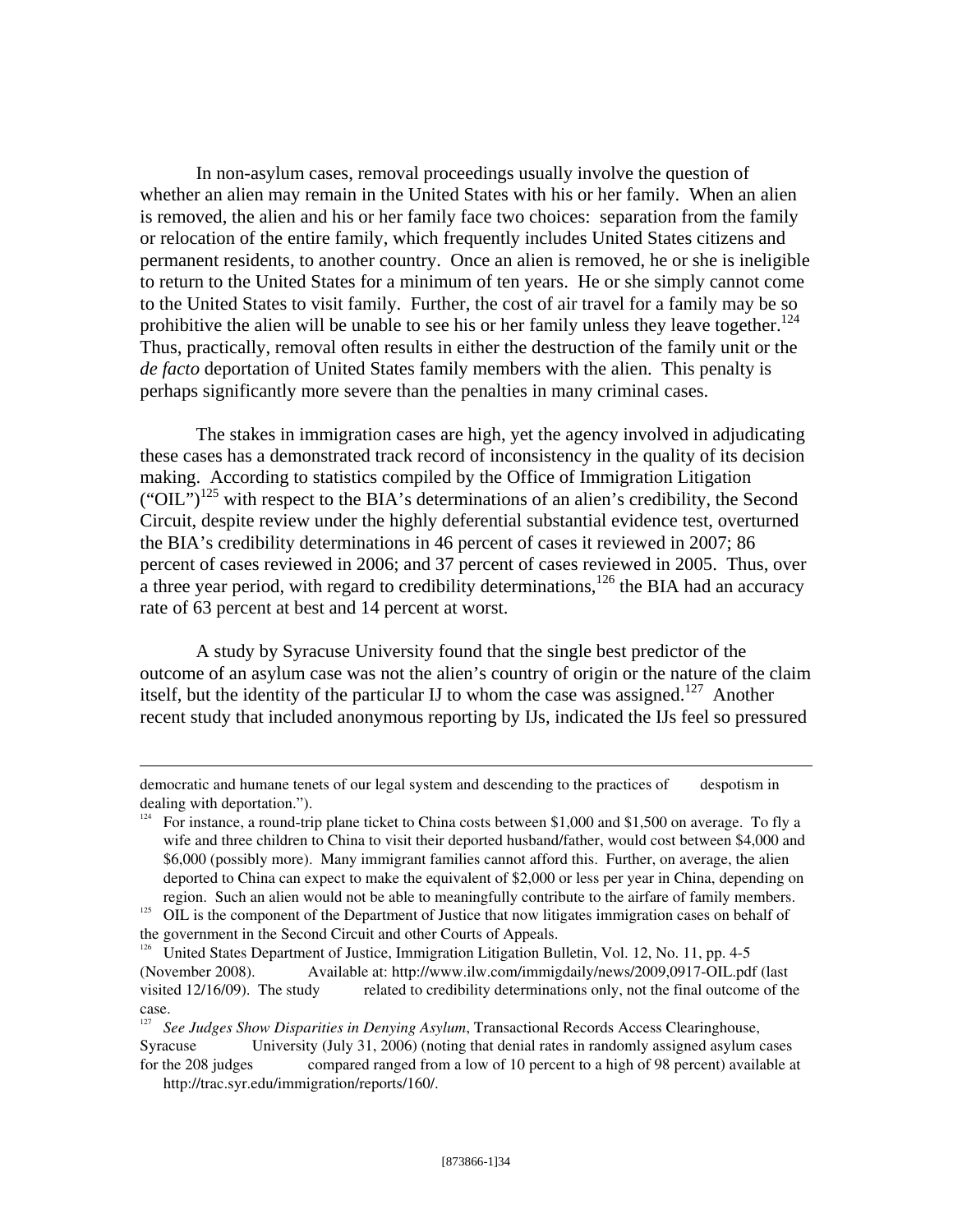In non-asylum cases, removal proceedings usually involve the question of whether an alien may remain in the United States with his or her family. When an alien is removed, the alien and his or her family face two choices: separation from the family or relocation of the entire family, which frequently includes United States citizens and permanent residents, to another country. Once an alien is removed, he or she is ineligible to return to the United States for a minimum of ten years. He or she simply cannot come to the United States to visit family. Further, the cost of air travel for a family may be so prohibitive the alien will be unable to see his or her family unless they leave together.[124] Thus, practically, removal often results in either the destruction of the family unit or the *de facto* deportation of United States family members with the alien. This penalty is perhaps significantly more severe than the penalties in many criminal cases.

The stakes in immigration cases are high, yet the agency involved in adjudicating these cases has a demonstrated track record of inconsistency in the quality of its decision making. According to statistics compiled by the Office of Immigration Litigation ("OIL")[125] with respect to the BIA's determinations of an alien's credibility, the Second Circuit, despite review under the highly deferential substantial evidence test, overturned the BIA's credibility determinations in 46 percent of cases it reviewed in 2007; 86 percent of cases reviewed in 2006; and 37 percent of cases reviewed in 2005. Thus, over a three year period, with regard to credibility determinations,[126] the BIA had an accuracy rate of 63 percent at best and 14 percent at worst.

A study by Syracuse University found that the single best predictor of the outcome of an asylum case was not the alien's country of origin or the nature of the claim itself, but the identity of the particular IJ to whom the case was assigned.[127] Another recent study that included anonymous reporting by IJs, indicated the IJs feel so pressured

---

democratic and humane tenets of our legal system and descending to the practices of despotism in dealing with deportation.").

[124] For instance, a round-trip plane ticket to China costs between $1,000 and $1,500 on average. To fly a wife and three children to China to visit their deported husband/father, would cost between $4,000 and $6,000 (possibly more). Many immigrant families cannot afford this. Further, on average, the alien deported to China can expect to make the equivalent of $2,000 or less per year in China, depending on region. Such an alien would not be able to meaningfully contribute to the airfare of family members.

[125] OIL is the component of the Department of Justice that now litigates immigration cases on behalf of the government in the Second Circuit and other Courts of Appeals.

[126] United States Department of Justice, Immigration Litigation Bulletin, Vol. 12, No. 11, pp. 4-5 (November 2008). Available at: http://www.ilw.com/immigdaily/news/2009,0917-OIL.pdf (last visited 12/16/09). The study related to credibility determinations only, not the final outcome of the case.

[127] *See Judges Show Disparities in Denying Asylum*, Transactional Records Access Clearinghouse, Syracuse University (July 31, 2006) (noting that denial rates in randomly assigned asylum cases for the 208 judges compared ranged from a low of 10 percent to a high of 98 percent) available at http://trac.syr.edu/immigration/reports/160/.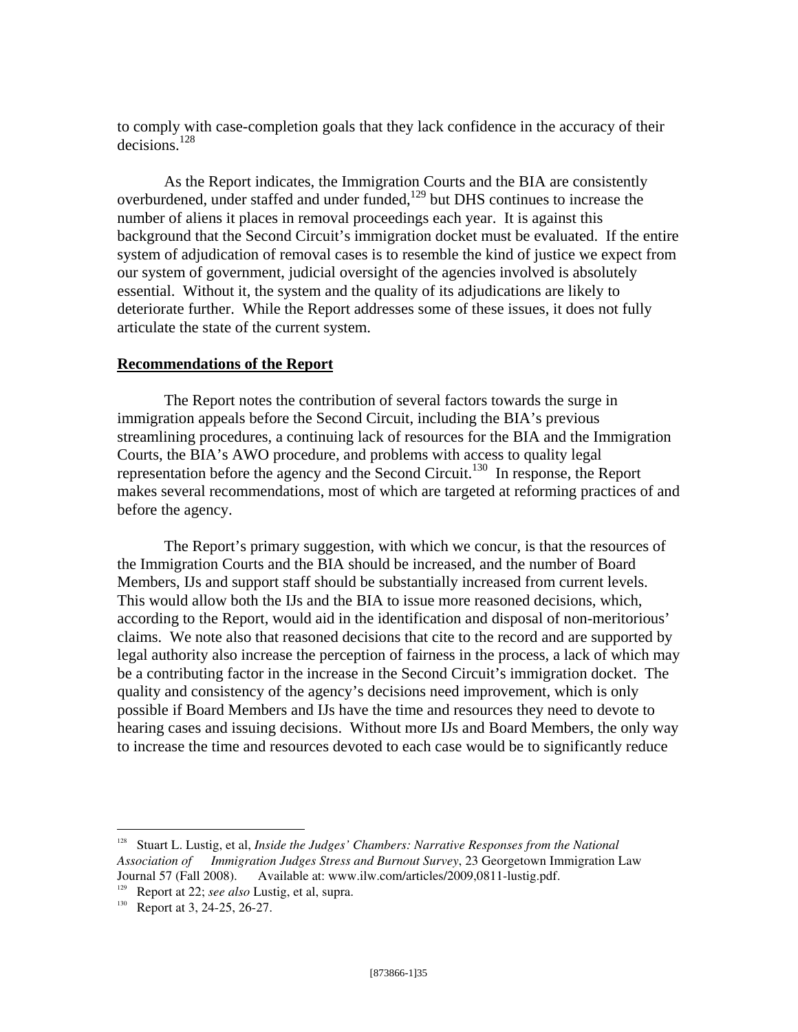to comply with case-completion goals that they lack confidence in the accuracy of their decisions.[128]

As the Report indicates, the Immigration Courts and the BIA are consistently overburdened, under staffed and under funded,[129] but DHS continues to increase the number of aliens it places in removal proceedings each year. It is against this background that the Second Circuit's immigration docket must be evaluated. If the entire system of adjudication of removal cases is to resemble the kind of justice we expect from our system of government, judicial oversight of the agencies involved is absolutely essential. Without it, the system and the quality of its adjudications are likely to deteriorate further. While the Report addresses some of these issues, it does not fully articulate the state of the current system.

**Recommendations of the Report**

The Report notes the contribution of several factors towards the surge in immigration appeals before the Second Circuit, including the BIA's previous streamlining procedures, a continuing lack of resources for the BIA and the Immigration Courts, the BIA's AWO procedure, and problems with access to quality legal representation before the agency and the Second Circuit.[130] In response, the Report makes several recommendations, most of which are targeted at reforming practices of and before the agency.

The Report's primary suggestion, with which we concur, is that the resources of the Immigration Courts and the BIA should be increased, and the number of Board Members, IJs and support staff should be substantially increased from current levels. This would allow both the IJs and the BIA to issue more reasoned decisions, which, according to the Report, would aid in the identification and disposal of non-meritorious' claims. We note also that reasoned decisions that cite to the record and are supported by legal authority also increase the perception of fairness in the process, a lack of which may be a contributing factor in the increase in the Second Circuit's immigration docket. The quality and consistency of the agency's decisions need improvement, which is only possible if Board Members and IJs have the time and resources they need to devote to hearing cases and issuing decisions. Without more IJs and Board Members, the only way to increase the time and resources devoted to each case would be to significantly reduce

---

[128] Stuart L. Lustig, et al, *Inside the Judges' Chambers: Narrative Responses from the National Association of Immigration Judges Stress and Burnout Survey*, 23 Georgetown Immigration Law Journal 57 (Fall 2008). Available at: www.ilw.com/articles/2009,0811-lustig.pdf.

[129] Report at 22; *see also* Lustig, et al, supra.

[130] Report at 3, 24-25, 26-27.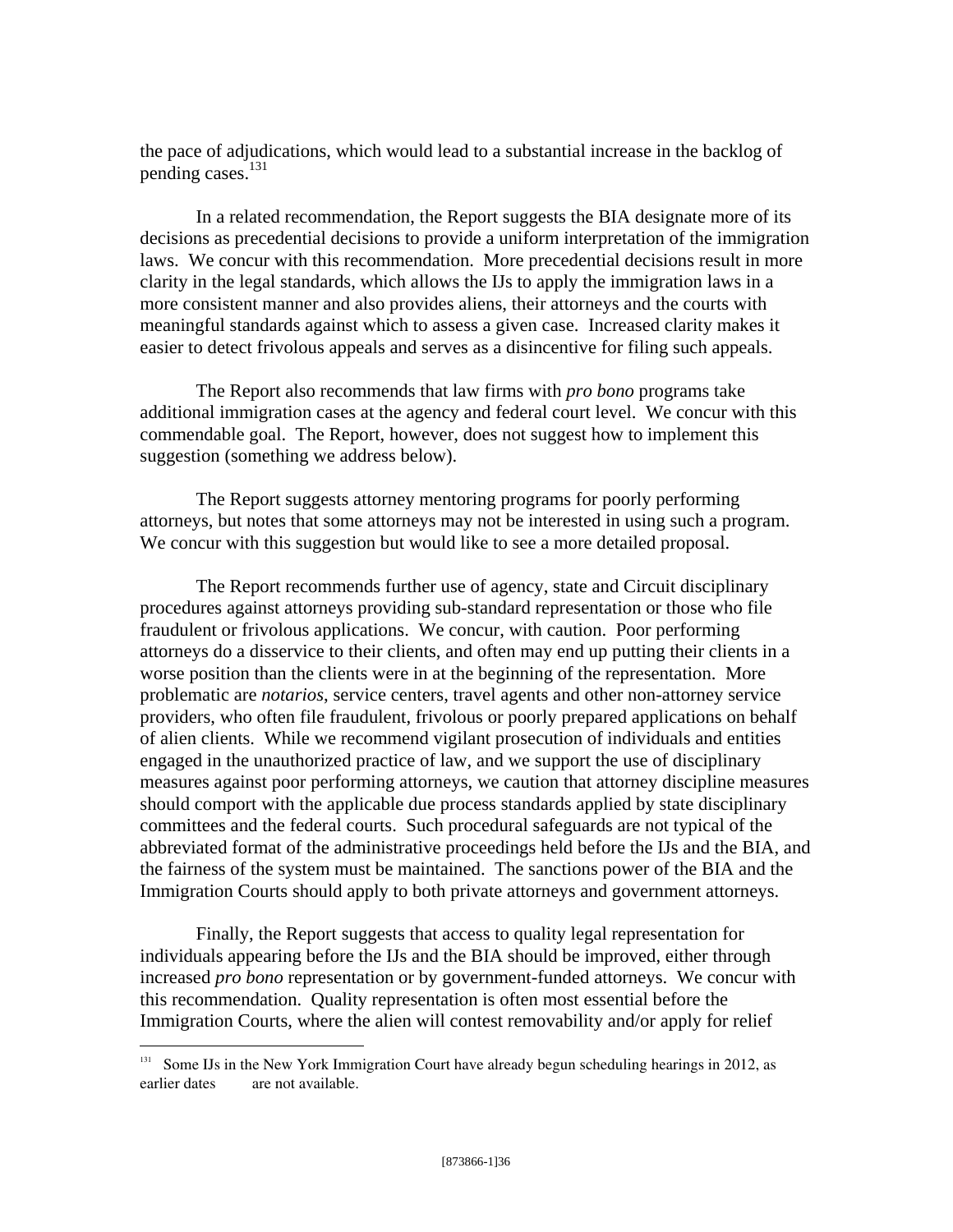the pace of adjudications, which would lead to a substantial increase in the backlog of pending cases.[131]

In a related recommendation, the Report suggests the BIA designate more of its decisions as precedential decisions to provide a uniform interpretation of the immigration laws. We concur with this recommendation. More precedential decisions result in more clarity in the legal standards, which allows the IJs to apply the immigration laws in a more consistent manner and also provides aliens, their attorneys and the courts with meaningful standards against which to assess a given case. Increased clarity makes it easier to detect frivolous appeals and serves as a disincentive for filing such appeals.

The Report also recommends that law firms with *pro bono* programs take additional immigration cases at the agency and federal court level. We concur with this commendable goal. The Report, however, does not suggest how to implement this suggestion (something we address below).

The Report suggests attorney mentoring programs for poorly performing attorneys, but notes that some attorneys may not be interested in using such a program. We concur with this suggestion but would like to see a more detailed proposal.

The Report recommends further use of agency, state and Circuit disciplinary procedures against attorneys providing sub-standard representation or those who file fraudulent or frivolous applications. We concur, with caution. Poor performing attorneys do a disservice to their clients, and often may end up putting their clients in a worse position than the clients were in at the beginning of the representation. More problematic are *notarios*, service centers, travel agents and other non-attorney service providers, who often file fraudulent, frivolous or poorly prepared applications on behalf of alien clients. While we recommend vigilant prosecution of individuals and entities engaged in the unauthorized practice of law, and we support the use of disciplinary measures against poor performing attorneys, we caution that attorney discipline measures should comport with the applicable due process standards applied by state disciplinary committees and the federal courts. Such procedural safeguards are not typical of the abbreviated format of the administrative proceedings held before the IJs and the BIA, and the fairness of the system must be maintained. The sanctions power of the BIA and the Immigration Courts should apply to both private attorneys and government attorneys.

Finally, the Report suggests that access to quality legal representation for individuals appearing before the IJs and the BIA should be improved, either through increased *pro bono* representation or by government-funded attorneys. We concur with this recommendation. Quality representation is often most essential before the Immigration Courts, where the alien will contest removability and/or apply for relief

[131] Some IJs in the New York Immigration Court have already begun scheduling hearings in 2012, as earlier dates are not available.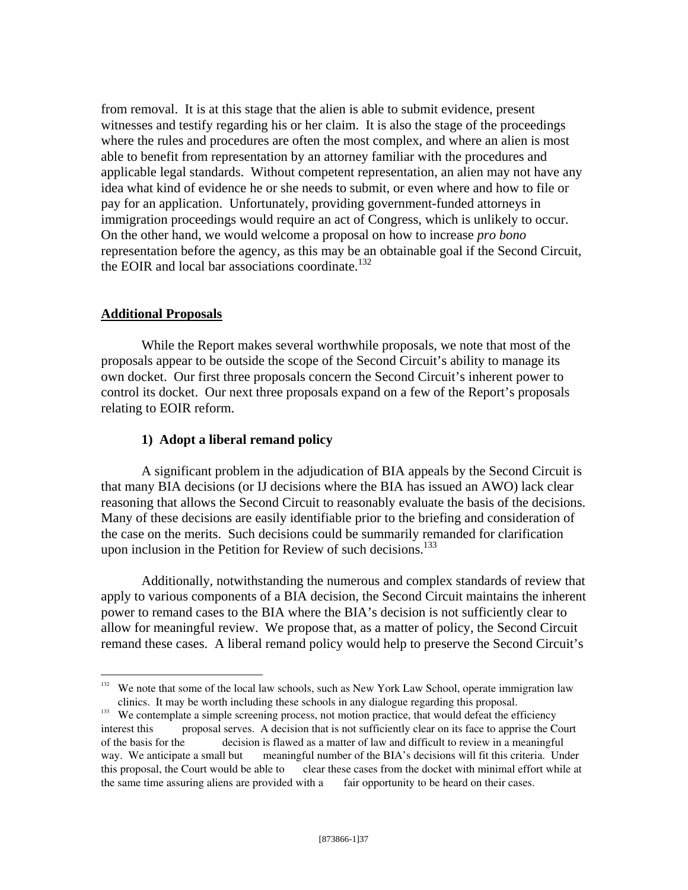from removal. It is at this stage that the alien is able to submit evidence, present witnesses and testify regarding his or her claim. It is also the stage of the proceedings where the rules and procedures are often the most complex, and where an alien is most able to benefit from representation by an attorney familiar with the procedures and applicable legal standards. Without competent representation, an alien may not have any idea what kind of evidence he or she needs to submit, or even where and how to file or pay for an application. Unfortunately, providing government-funded attorneys in immigration proceedings would require an act of Congress, which is unlikely to occur. On the other hand, we would welcome a proposal on how to increase *pro bono* representation before the agency, as this may be an obtainable goal if the Second Circuit, the EOIR and local bar associations coordinate.[132]

**Additional Proposals**

While the Report makes several worthwhile proposals, we note that most of the proposals appear to be outside the scope of the Second Circuit's ability to manage its own docket. Our first three proposals concern the Second Circuit's inherent power to control its docket. Our next three proposals expand on a few of the Report's proposals relating to EOIR reform.

**1) Adopt a liberal remand policy**

A significant problem in the adjudication of BIA appeals by the Second Circuit is that many BIA decisions (or IJ decisions where the BIA has issued an AWO) lack clear reasoning that allows the Second Circuit to reasonably evaluate the basis of the decisions. Many of these decisions are easily identifiable prior to the briefing and consideration of the case on the merits. Such decisions could be summarily remanded for clarification upon inclusion in the Petition for Review of such decisions.[133]

Additionally, notwithstanding the numerous and complex standards of review that apply to various components of a BIA decision, the Second Circuit maintains the inherent power to remand cases to the BIA where the BIA's decision is not sufficiently clear to allow for meaningful review. We propose that, as a matter of policy, the Second Circuit remand these cases. A liberal remand policy would help to preserve the Second Circuit's

---

[132] We note that some of the local law schools, such as New York Law School, operate immigration law clinics. It may be worth including these schools in any dialogue regarding this proposal.

[133] We contemplate a simple screening process, not motion practice, that would defeat the efficiency interest this proposal serves. A decision that is not sufficiently clear on its face to apprise the Court of the basis for the decision is flawed as a matter of law and difficult to review in a meaningful way. We anticipate a small but meaningful number of the BIA's decisions will fit this criteria. Under this proposal, the Court would be able to clear these cases from the docket with minimal effort while at the same time assuring aliens are provided with a fair opportunity to be heard on their cases.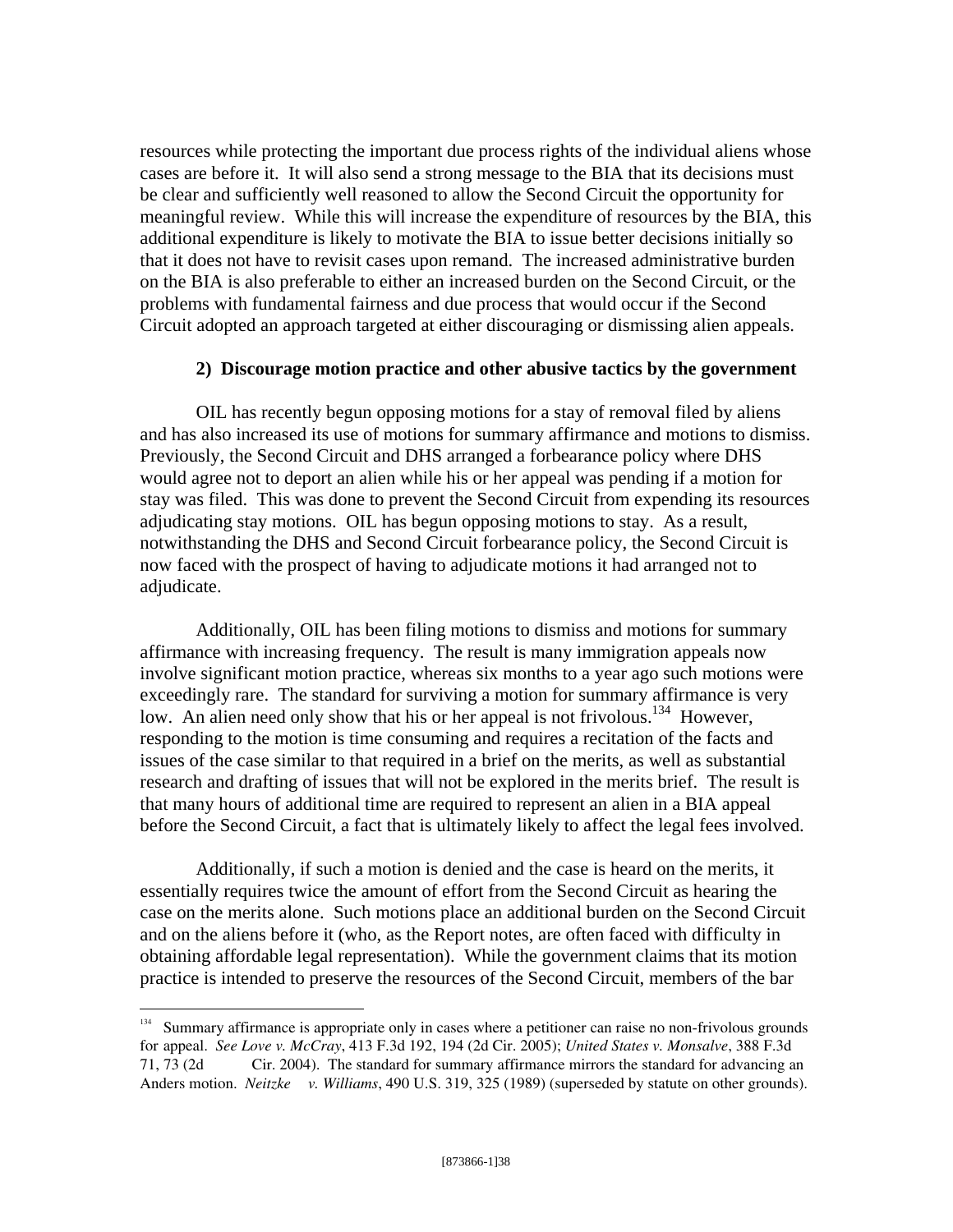resources while protecting the important due process rights of the individual aliens whose cases are before it. It will also send a strong message to the BIA that its decisions must be clear and sufficiently well reasoned to allow the Second Circuit the opportunity for meaningful review. While this will increase the expenditure of resources by the BIA, this additional expenditure is likely to motivate the BIA to issue better decisions initially so that it does not have to revisit cases upon remand. The increased administrative burden on the BIA is also preferable to either an increased burden on the Second Circuit, or the problems with fundamental fairness and due process that would occur if the Second Circuit adopted an approach targeted at either discouraging or dismissing alien appeals.

**2) Discourage motion practice and other abusive tactics by the government**

OIL has recently begun opposing motions for a stay of removal filed by aliens and has also increased its use of motions for summary affirmance and motions to dismiss. Previously, the Second Circuit and DHS arranged a forbearance policy where DHS would agree not to deport an alien while his or her appeal was pending if a motion for stay was filed. This was done to prevent the Second Circuit from expending its resources adjudicating stay motions. OIL has begun opposing motions to stay. As a result, notwithstanding the DHS and Second Circuit forbearance policy, the Second Circuit is now faced with the prospect of having to adjudicate motions it had arranged not to adjudicate.

Additionally, OIL has been filing motions to dismiss and motions for summary affirmance with increasing frequency. The result is many immigration appeals now involve significant motion practice, whereas six months to a year ago such motions were exceedingly rare. The standard for surviving a motion for summary affirmance is very low. An alien need only show that his or her appeal is not frivolous.[134] However, responding to the motion is time consuming and requires a recitation of the facts and issues of the case similar to that required in a brief on the merits, as well as substantial research and drafting of issues that will not be explored in the merits brief. The result is that many hours of additional time are required to represent an alien in a BIA appeal before the Second Circuit, a fact that is ultimately likely to affect the legal fees involved.

Additionally, if such a motion is denied and the case is heard on the merits, it essentially requires twice the amount of effort from the Second Circuit as hearing the case on the merits alone. Such motions place an additional burden on the Second Circuit and on the aliens before it (who, as the Report notes, are often faced with difficulty in obtaining affordable legal representation). While the government claims that its motion practice is intended to preserve the resources of the Second Circuit, members of the bar

---

[134] Summary affirmance is appropriate only in cases where a petitioner can raise no non-frivolous grounds for appeal. *See Love v. McCray*, 413 F.3d 192, 194 (2d Cir. 2005); *United States v. Monsalve*, 388 F.3d 71, 73 (2d Cir. 2004). The standard for summary affirmance mirrors the standard for advancing an Anders motion. *Neitzke v. Williams*, 490 U.S. 319, 325 (1989) (superseded by statute on other grounds).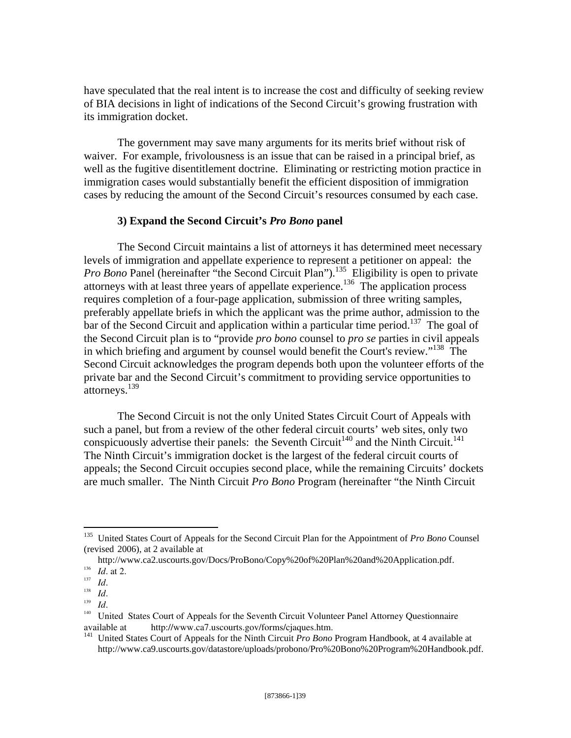have speculated that the real intent is to increase the cost and difficulty of seeking review of BIA decisions in light of indications of the Second Circuit's growing frustration with its immigration docket.

The government may save many arguments for its merits brief without risk of waiver. For example, frivolousness is an issue that can be raised in a principal brief, as well as the fugitive disentitlement doctrine. Eliminating or restricting motion practice in immigration cases would substantially benefit the efficient disposition of immigration cases by reducing the amount of the Second Circuit's resources consumed by each case.

### 3) Expand the Second Circuit's *Pro Bono* panel

The Second Circuit maintains a list of attorneys it has determined meet necessary levels of immigration and appellate experience to represent a petitioner on appeal: the *Pro Bono* Panel (hereinafter "the Second Circuit Plan").[135] Eligibility is open to private attorneys with at least three years of appellate experience.[136] The application process requires completion of a four-page application, submission of three writing samples, preferably appellate briefs in which the applicant was the prime author, admission to the bar of the Second Circuit and application within a particular time period.[137] The goal of the Second Circuit plan is to "provide *pro bono* counsel to *pro se* parties in civil appeals in which briefing and argument by counsel would benefit the Court's review."[138] The Second Circuit acknowledges the program depends both upon the volunteer efforts of the private bar and the Second Circuit's commitment to providing service opportunities to attorneys.[139]

The Second Circuit is not the only United States Circuit Court of Appeals with such a panel, but from a review of the other federal circuit courts' web sites, only two conspicuously advertise their panels: the Seventh Circuit[140] and the Ninth Circuit.[141] The Ninth Circuit's immigration docket is the largest of the federal circuit courts of appeals; the Second Circuit occupies second place, while the remaining Circuits' dockets are much smaller. The Ninth Circuit *Pro Bono* Program (hereinafter "the Ninth Circuit

---

[135] United States Court of Appeals for the Second Circuit Plan for the Appointment of *Pro Bono* Counsel (revised 2006), at 2 available at http://www.ca2.uscourts.gov/Docs/ProBono/Copy%20of%20Plan%20and%20Application.pdf.

[136] *Id*. at 2.

[137] *Id*.

[138] *Id*.

[139] *Id*.

[140] United States Court of Appeals for the Seventh Circuit Volunteer Panel Attorney Questionnaire available at http://www.ca7.uscourts.gov/forms/cjaques.htm.

[141] United States Court of Appeals for the Ninth Circuit *Pro Bono* Program Handbook, at 4 available at http://www.ca9.uscourts.gov/datastore/uploads/probono/Pro%20Bono%20Program%20Handbook.pdf.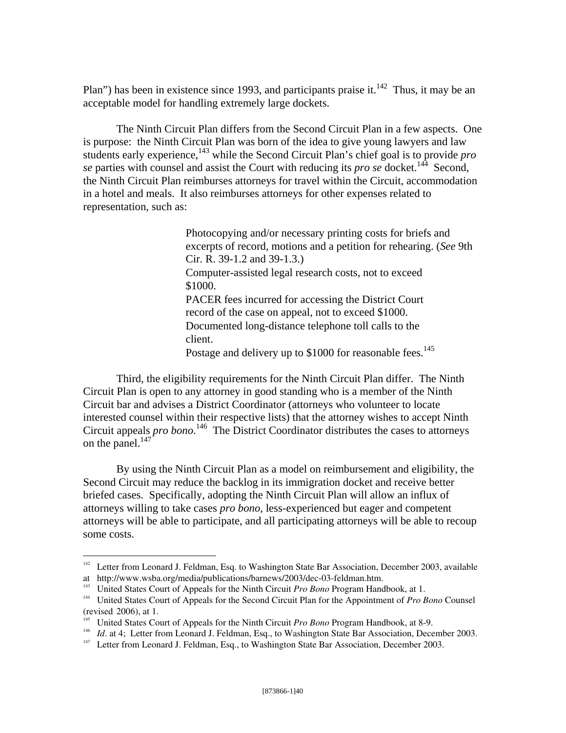Plan") has been in existence since 1993, and participants praise it.[142] Thus, it may be an acceptable model for handling extremely large dockets.

The Ninth Circuit Plan differs from the Second Circuit Plan in a few aspects. One is purpose: the Ninth Circuit Plan was born of the idea to give young lawyers and law students early experience,[143] while the Second Circuit Plan's chief goal is to provide *pro se* parties with counsel and assist the Court with reducing its *pro se* docket.[144] Second, the Ninth Circuit Plan reimburses attorneys for travel within the Circuit, accommodation in a hotel and meals. It also reimburses attorneys for other expenses related to representation, such as:

> Photocopying and/or necessary printing costs for briefs and excerpts of record, motions and a petition for rehearing. (*See* 9th Cir. R. 39-1.2 and 39-1.3.)
> Computer-assisted legal research costs, not to exceed $1000.
> PACER fees incurred for accessing the District Court record of the case on appeal, not to exceed $1000.
> Documented long-distance telephone toll calls to the client.
> Postage and delivery up to $1000 for reasonable fees.[145]

Third, the eligibility requirements for the Ninth Circuit Plan differ. The Ninth Circuit Plan is open to any attorney in good standing who is a member of the Ninth Circuit bar and advises a District Coordinator (attorneys who volunteer to locate interested counsel within their respective lists) that the attorney wishes to accept Ninth Circuit appeals *pro bono*.[146] The District Coordinator distributes the cases to attorneys on the panel.[147]

By using the Ninth Circuit Plan as a model on reimbursement and eligibility, the Second Circuit may reduce the backlog in its immigration docket and receive better briefed cases. Specifically, adopting the Ninth Circuit Plan will allow an influx of attorneys willing to take cases *pro bono*, less-experienced but eager and competent attorneys will be able to participate, and all participating attorneys will be able to recoup some costs.

---

[142] Letter from Leonard J. Feldman, Esq. to Washington State Bar Association, December 2003, available at http://www.wsba.org/media/publications/barnews/2003/dec-03-feldman.htm.

[143] United States Court of Appeals for the Ninth Circuit *Pro Bono* Program Handbook, at 1.

[144] United States Court of Appeals for the Second Circuit Plan for the Appointment of *Pro Bono* Counsel (revised 2006), at 1.

[145] United States Court of Appeals for the Ninth Circuit *Pro Bono* Program Handbook, at 8-9.

[146] *Id*. at 4; Letter from Leonard J. Feldman, Esq., to Washington State Bar Association, December 2003.

[147] Letter from Leonard J. Feldman, Esq., to Washington State Bar Association, December 2003.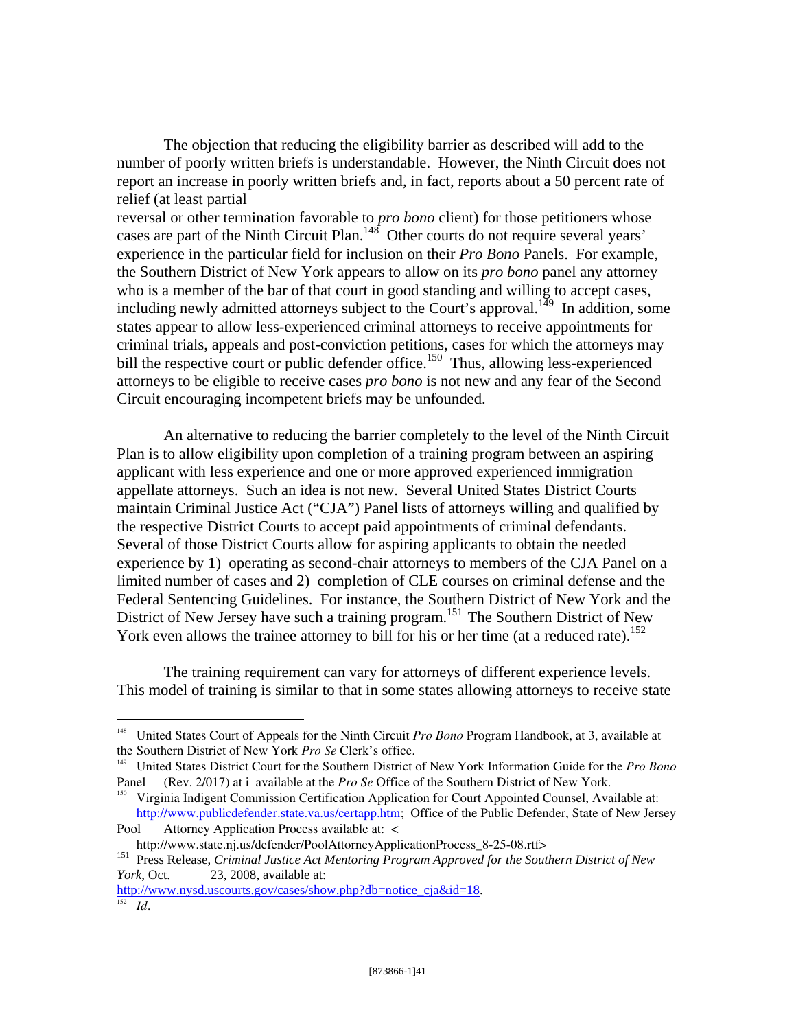The objection that reducing the eligibility barrier as described will add to the number of poorly written briefs is understandable. However, the Ninth Circuit does not report an increase in poorly written briefs and, in fact, reports about a 50 percent rate of relief (at least partial reversal or other termination favorable to *pro bono* client) for those petitioners whose cases are part of the Ninth Circuit Plan.[148] Other courts do not require several years' experience in the particular field for inclusion on their *Pro Bono* Panels. For example, the Southern District of New York appears to allow on its *pro bono* panel any attorney who is a member of the bar of that court in good standing and willing to accept cases, including newly admitted attorneys subject to the Court's approval.[149] In addition, some states appear to allow less-experienced criminal attorneys to receive appointments for criminal trials, appeals and post-conviction petitions, cases for which the attorneys may bill the respective court or public defender office.[150] Thus, allowing less-experienced attorneys to be eligible to receive cases *pro bono* is not new and any fear of the Second Circuit encouraging incompetent briefs may be unfounded.

An alternative to reducing the barrier completely to the level of the Ninth Circuit Plan is to allow eligibility upon completion of a training program between an aspiring applicant with less experience and one or more approved experienced immigration appellate attorneys. Such an idea is not new. Several United States District Courts maintain Criminal Justice Act ("CJA") Panel lists of attorneys willing and qualified by the respective District Courts to accept paid appointments of criminal defendants. Several of those District Courts allow for aspiring applicants to obtain the needed experience by 1) operating as second-chair attorneys to members of the CJA Panel on a limited number of cases and 2) completion of CLE courses on criminal defense and the Federal Sentencing Guidelines. For instance, the Southern District of New York and the District of New Jersey have such a training program.[151] The Southern District of New York even allows the trainee attorney to bill for his or her time (at a reduced rate).[152]

The training requirement can vary for attorneys of different experience levels. This model of training is similar to that in some states allowing attorneys to receive state

---

[148] United States Court of Appeals for the Ninth Circuit *Pro Bono* Program Handbook, at 3, available at the Southern District of New York *Pro Se* Clerk's office.

[149] United States District Court for the Southern District of New York Information Guide for the *Pro Bono* Panel (Rev. 2/017) at i available at the *Pro Se* Office of the Southern District of New York.

[150] Virginia Indigent Commission Certification Application for Court Appointed Counsel, Available at: http://www.publicdefender.state.va.us/certapp.htm; Office of the Public Defender, State of New Jersey Pool Attorney Application Process available at: <http://www.state.nj.us/defender/PoolAttorneyApplicationProcess_8-25-08.rtf>

[151] Press Release, *Criminal Justice Act Mentoring Program Approved for the Southern District of New York*, Oct. 23, 2008, available at: http://www.nysd.uscourts.gov/cases/show.php?db=notice_cja&id=18.

[152] *Id*.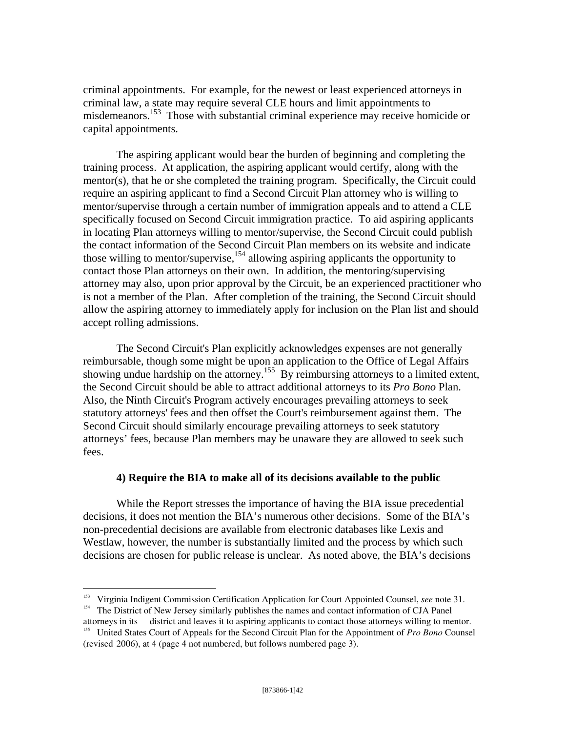criminal appointments. For example, for the newest or least experienced attorneys in criminal law, a state may require several CLE hours and limit appointments to misdemeanors.[153] Those with substantial criminal experience may receive homicide or capital appointments.

The aspiring applicant would bear the burden of beginning and completing the training process. At application, the aspiring applicant would certify, along with the mentor(s), that he or she completed the training program. Specifically, the Circuit could require an aspiring applicant to find a Second Circuit Plan attorney who is willing to mentor/supervise through a certain number of immigration appeals and to attend a CLE specifically focused on Second Circuit immigration practice. To aid aspiring applicants in locating Plan attorneys willing to mentor/supervise, the Second Circuit could publish the contact information of the Second Circuit Plan members on its website and indicate those willing to mentor/supervise,[154] allowing aspiring applicants the opportunity to contact those Plan attorneys on their own. In addition, the mentoring/supervising attorney may also, upon prior approval by the Circuit, be an experienced practitioner who is not a member of the Plan. After completion of the training, the Second Circuit should allow the aspiring attorney to immediately apply for inclusion on the Plan list and should accept rolling admissions.

The Second Circuit's Plan explicitly acknowledges expenses are not generally reimbursable, though some might be upon an application to the Office of Legal Affairs showing undue hardship on the attorney.[155] By reimbursing attorneys to a limited extent, the Second Circuit should be able to attract additional attorneys to its *Pro Bono* Plan. Also, the Ninth Circuit's Program actively encourages prevailing attorneys to seek statutory attorneys' fees and then offset the Court's reimbursement against them. The Second Circuit should similarly encourage prevailing attorneys to seek statutory attorneys' fees, because Plan members may be unaware they are allowed to seek such fees.

**4) Require the BIA to make all of its decisions available to the public**

While the Report stresses the importance of having the BIA issue precedential decisions, it does not mention the BIA's numerous other decisions. Some of the BIA's non-precedential decisions are available from electronic databases like Lexis and Westlaw, however, the number is substantially limited and the process by which such decisions are chosen for public release is unclear. As noted above, the BIA's decisions

---

[153] Virginia Indigent Commission Certification Application for Court Appointed Counsel, *see* note 31.

[154] The District of New Jersey similarly publishes the names and contact information of CJA Panel attorneys in its district and leaves it to aspiring applicants to contact those attorneys willing to mentor.

[155] United States Court of Appeals for the Second Circuit Plan for the Appointment of *Pro Bono* Counsel (revised 2006), at 4 (page 4 not numbered, but follows numbered page 3).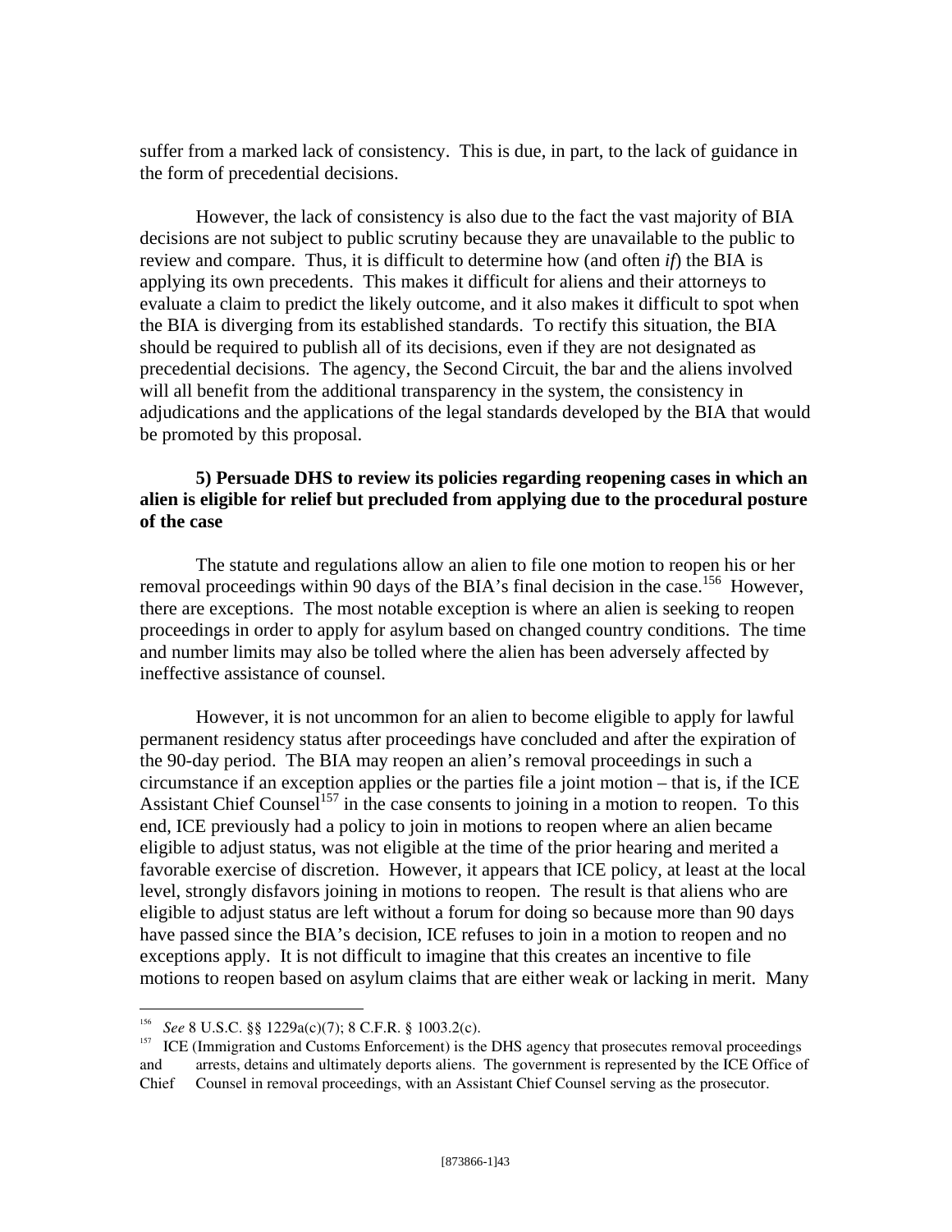suffer from a marked lack of consistency. This is due, in part, to the lack of guidance in the form of precedential decisions.

However, the lack of consistency is also due to the fact the vast majority of BIA decisions are not subject to public scrutiny because they are unavailable to the public to review and compare. Thus, it is difficult to determine how (and often *if*) the BIA is applying its own precedents. This makes it difficult for aliens and their attorneys to evaluate a claim to predict the likely outcome, and it also makes it difficult to spot when the BIA is diverging from its established standards. To rectify this situation, the BIA should be required to publish all of its decisions, even if they are not designated as precedential decisions. The agency, the Second Circuit, the bar and the aliens involved will all benefit from the additional transparency in the system, the consistency in adjudications and the applications of the legal standards developed by the BIA that would be promoted by this proposal.

**5) Persuade DHS to review its policies regarding reopening cases in which an alien is eligible for relief but precluded from applying due to the procedural posture of the case**

The statute and regulations allow an alien to file one motion to reopen his or her removal proceedings within 90 days of the BIA's final decision in the case.[156] However, there are exceptions. The most notable exception is where an alien is seeking to reopen proceedings in order to apply for asylum based on changed country conditions. The time and number limits may also be tolled where the alien has been adversely affected by ineffective assistance of counsel.

However, it is not uncommon for an alien to become eligible to apply for lawful permanent residency status after proceedings have concluded and after the expiration of the 90-day period. The BIA may reopen an alien's removal proceedings in such a circumstance if an exception applies or the parties file a joint motion – that is, if the ICE Assistant Chief Counsel[157] in the case consents to joining in a motion to reopen. To this end, ICE previously had a policy to join in motions to reopen where an alien became eligible to adjust status, was not eligible at the time of the prior hearing and merited a favorable exercise of discretion. However, it appears that ICE policy, at least at the local level, strongly disfavors joining in motions to reopen. The result is that aliens who are eligible to adjust status are left without a forum for doing so because more than 90 days have passed since the BIA's decision, ICE refuses to join in a motion to reopen and no exceptions apply. It is not difficult to imagine that this creates an incentive to file motions to reopen based on asylum claims that are either weak or lacking in merit. Many

---

[156] *See* 8 U.S.C. §§ 1229a(c)(7); 8 C.F.R. § 1003.2(c).

[157] ICE (Immigration and Customs Enforcement) is the DHS agency that prosecutes removal proceedings and arrests, detains and ultimately deports aliens. The government is represented by the ICE Office of Chief Counsel in removal proceedings, with an Assistant Chief Counsel serving as the prosecutor.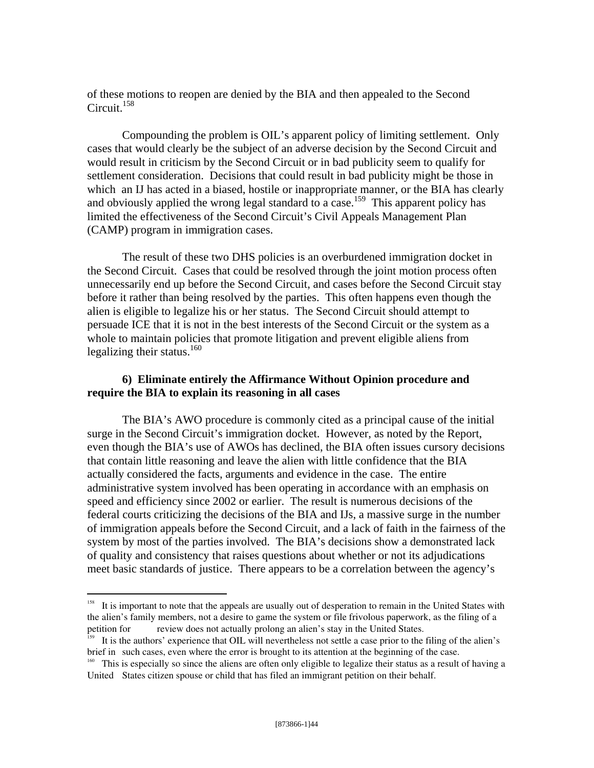of these motions to reopen are denied by the BIA and then appealed to the Second Circuit.[158]

Compounding the problem is OIL's apparent policy of limiting settlement. Only cases that would clearly be the subject of an adverse decision by the Second Circuit and would result in criticism by the Second Circuit or in bad publicity seem to qualify for settlement consideration. Decisions that could result in bad publicity might be those in which an IJ has acted in a biased, hostile or inappropriate manner, or the BIA has clearly and obviously applied the wrong legal standard to a case.[159] This apparent policy has limited the effectiveness of the Second Circuit's Civil Appeals Management Plan (CAMP) program in immigration cases.

The result of these two DHS policies is an overburdened immigration docket in the Second Circuit. Cases that could be resolved through the joint motion process often unnecessarily end up before the Second Circuit, and cases before the Second Circuit stay before it rather than being resolved by the parties. This often happens even though the alien is eligible to legalize his or her status. The Second Circuit should attempt to persuade ICE that it is not in the best interests of the Second Circuit or the system as a whole to maintain policies that promote litigation and prevent eligible aliens from legalizing their status.[160]

**6) Eliminate entirely the Affirmance Without Opinion procedure and require the BIA to explain its reasoning in all cases**

The BIA's AWO procedure is commonly cited as a principal cause of the initial surge in the Second Circuit's immigration docket. However, as noted by the Report, even though the BIA's use of AWOs has declined, the BIA often issues cursory decisions that contain little reasoning and leave the alien with little confidence that the BIA actually considered the facts, arguments and evidence in the case. The entire administrative system involved has been operating in accordance with an emphasis on speed and efficiency since 2002 or earlier. The result is numerous decisions of the federal courts criticizing the decisions of the BIA and IJs, a massive surge in the number of immigration appeals before the Second Circuit, and a lack of faith in the fairness of the system by most of the parties involved. The BIA's decisions show a demonstrated lack of quality and consistency that raises questions about whether or not its adjudications meet basic standards of justice. There appears to be a correlation between the agency's

---

[158] It is important to note that the appeals are usually out of desperation to remain in the United States with the alien's family members, not a desire to game the system or file frivolous paperwork, as the filing of a petition for review does not actually prolong an alien's stay in the United States.

[159] It is the authors' experience that OIL will nevertheless not settle a case prior to the filing of the alien's brief in such cases, even where the error is brought to its attention at the beginning of the case.

[160] This is especially so since the aliens are often only eligible to legalize their status as a result of having a United States citizen spouse or child that has filed an immigrant petition on their behalf.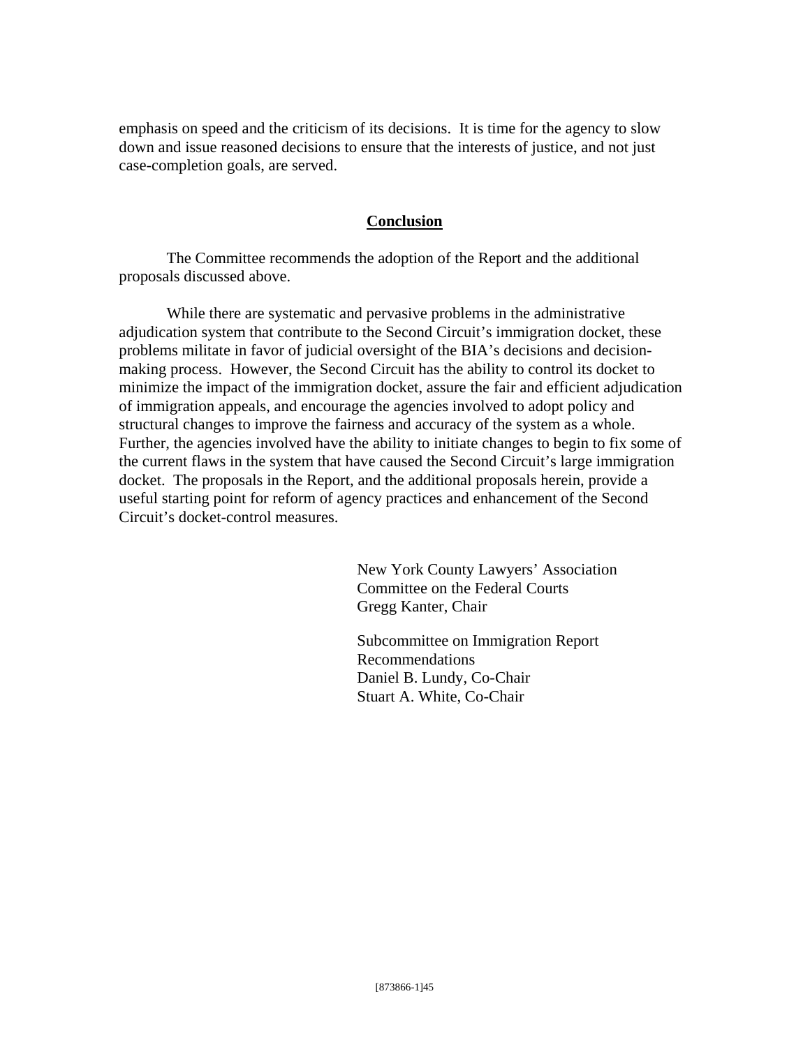emphasis on speed and the criticism of its decisions. It is time for the agency to slow down and issue reasoned decisions to ensure that the interests of justice, and not just case-completion goals, are served.

## Conclusion

The Committee recommends the adoption of the Report and the additional proposals discussed above.

While there are systematic and pervasive problems in the administrative adjudication system that contribute to the Second Circuit's immigration docket, these problems militate in favor of judicial oversight of the BIA's decisions and decision-making process. However, the Second Circuit has the ability to control its docket to minimize the impact of the immigration docket, assure the fair and efficient adjudication of immigration appeals, and encourage the agencies involved to adopt policy and structural changes to improve the fairness and accuracy of the system as a whole. Further, the agencies involved have the ability to initiate changes to begin to fix some of the current flaws in the system that have caused the Second Circuit's large immigration docket. The proposals in the Report, and the additional proposals herein, provide a useful starting point for reform of agency practices and enhancement of the Second Circuit's docket-control measures.

New York County Lawyers' Association
Committee on the Federal Courts
Gregg Kanter, Chair

Subcommittee on Immigration Report Recommendations
Daniel B. Lundy, Co-Chair
Stuart A. White, Co-Chair

[873866-1]